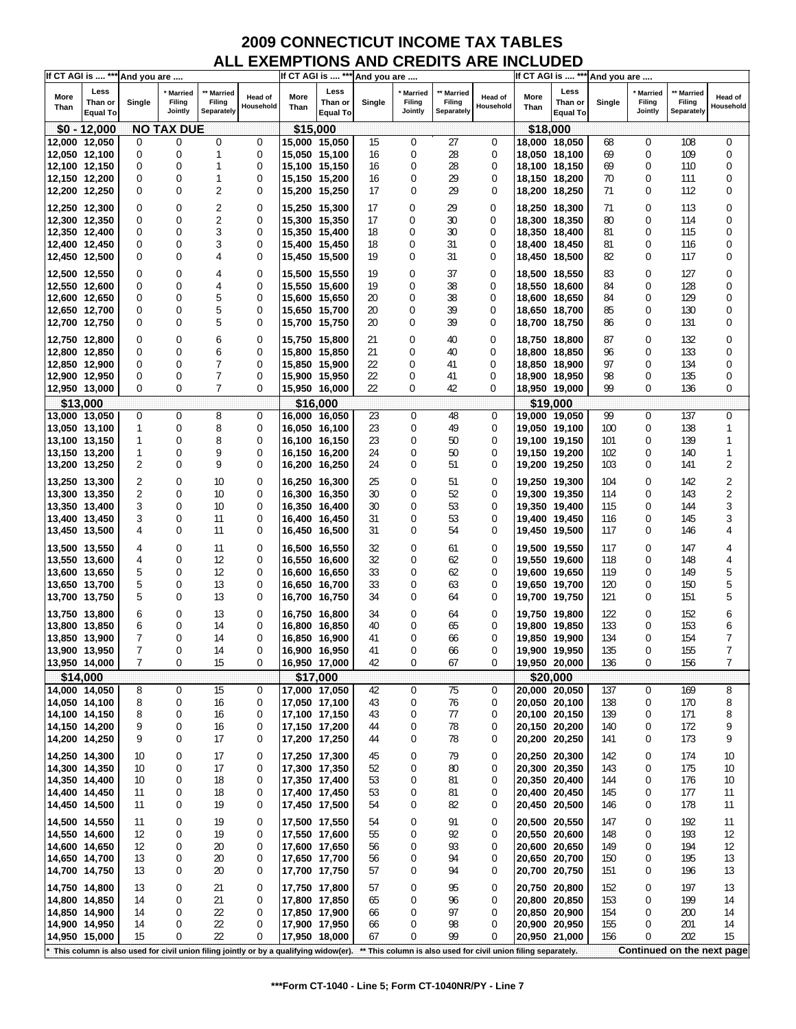# 2009 CONNECTICUT INCOME TAX TABLES
## ALL EXEMPTIONS AND CREDITS ARE INCLUDED

| More Than | Less Than or Equal To | Single | * Married Filing Jointly | ** Married Filing Separately | Head of Household | More Than | Less Than or Equal To | Single | * Married Filing Jointly | ** Married Filing Separately | Head of Household | More Than | Less Than or Equal To | Single | * Married Filing Jointly | ** Married Filing Separately | Head of Household |
|---|---|---|---|---|---|---|---|---|---|---|---|---|---|---|---|---|---|
| **$0 - 12,000** | | **NO TAX DUE** | | | | **$15,000** | | | | | | **$18,000** | | | | | |
| 12,000 | 12,050 | 0 | 0 | 0 | 0 | 15,000 | 15,050 | 15 | 0 | 27 | 0 | 18,000 | 18,050 | 68 | 0 | 108 | 0 |
| 12,050 | 12,100 | 0 | 0 | 1 | 0 | 15,050 | 15,100 | 16 | 0 | 28 | 0 | 18,050 | 18,100 | 69 | 0 | 109 | 0 |
| 12,100 | 12,150 | 0 | 0 | 1 | 0 | 15,100 | 15,150 | 16 | 0 | 28 | 0 | 18,100 | 18,150 | 69 | 0 | 110 | 0 |
| 12,150 | 12,200 | 0 | 0 | 1 | 0 | 15,150 | 15,200 | 16 | 0 | 29 | 0 | 18,150 | 18,200 | 70 | 0 | 111 | 0 |
| 12,200 | 12,250 | 0 | 0 | 2 | 0 | 15,200 | 15,250 | 17 | 0 | 29 | 0 | 18,200 | 18,250 | 71 | 0 | 112 | 0 |
| 12,250 | 12,300 | 0 | 0 | 2 | 0 | 15,250 | 15,300 | 17 | 0 | 29 | 0 | 18,250 | 18,300 | 71 | 0 | 113 | 0 |
| 12,300 | 12,350 | 0 | 0 | 2 | 0 | 15,300 | 15,350 | 17 | 0 | 30 | 0 | 18,300 | 18,350 | 80 | 0 | 114 | 0 |
| 12,350 | 12,400 | 0 | 0 | 3 | 0 | 15,350 | 15,400 | 18 | 0 | 30 | 0 | 18,350 | 18,400 | 81 | 0 | 115 | 0 |
| 12,400 | 12,450 | 0 | 0 | 3 | 0 | 15,400 | 15,450 | 18 | 0 | 31 | 0 | 18,400 | 18,450 | 81 | 0 | 116 | 0 |
| 12,450 | 12,500 | 0 | 0 | 4 | 0 | 15,450 | 15,500 | 19 | 0 | 31 | 0 | 18,450 | 18,500 | 82 | 0 | 117 | 0 |
| 12,500 | 12,550 | 0 | 0 | 4 | 0 | 15,500 | 15,550 | 19 | 0 | 37 | 0 | 18,500 | 18,550 | 83 | 0 | 127 | 0 |
| 12,550 | 12,600 | 0 | 0 | 4 | 0 | 15,550 | 15,600 | 19 | 0 | 38 | 0 | 18,550 | 18,600 | 84 | 0 | 128 | 0 |
| 12,600 | 12,650 | 0 | 0 | 5 | 0 | 15,600 | 15,650 | 20 | 0 | 38 | 0 | 18,600 | 18,650 | 84 | 0 | 129 | 0 |
| 12,650 | 12,700 | 0 | 0 | 5 | 0 | 15,650 | 15,700 | 20 | 0 | 39 | 0 | 18,650 | 18,700 | 85 | 0 | 130 | 0 |
| 12,700 | 12,750 | 0 | 0 | 5 | 0 | 15,700 | 15,750 | 20 | 0 | 39 | 0 | 18,700 | 18,750 | 86 | 0 | 131 | 0 |
| 12,750 | 12,800 | 0 | 0 | 6 | 0 | 15,750 | 15,800 | 21 | 0 | 40 | 0 | 18,750 | 18,800 | 87 | 0 | 132 | 0 |
| 12,800 | 12,850 | 0 | 0 | 6 | 0 | 15,800 | 15,850 | 21 | 0 | 40 | 0 | 18,800 | 18,850 | 96 | 0 | 133 | 0 |
| 12,850 | 12,900 | 0 | 0 | 7 | 0 | 15,850 | 15,900 | 22 | 0 | 41 | 0 | 18,850 | 18,900 | 97 | 0 | 134 | 0 |
| 12,900 | 12,950 | 0 | 0 | 7 | 0 | 15,900 | 15,950 | 22 | 0 | 41 | 0 | 18,900 | 18,950 | 98 | 0 | 135 | 0 |
| 12,950 | 13,000 | 0 | 0 | 7 | 0 | 15,950 | 16,000 | 22 | 0 | 42 | 0 | 18,950 | 19,000 | 99 | 0 | 136 | 0 |
| **$13,000** | | | | | | **$16,000** | | | | | | **$19,000** | | | | | |
| 13,000 | 13,050 | 0 | 0 | 8 | 0 | 16,000 | 16,050 | 23 | 0 | 48 | 0 | 19,000 | 19,050 | 99 | 0 | 137 | 0 |
| 13,050 | 13,100 | 1 | 0 | 8 | 0 | 16,050 | 16,100 | 23 | 0 | 49 | 0 | 19,050 | 19,100 | 100 | 0 | 138 | 1 |
| 13,100 | 13,150 | 1 | 0 | 8 | 0 | 16,100 | 16,150 | 23 | 0 | 50 | 0 | 19,100 | 19,150 | 101 | 0 | 139 | 1 |
| 13,150 | 13,200 | 1 | 0 | 9 | 0 | 16,150 | 16,200 | 24 | 0 | 50 | 0 | 19,150 | 19,200 | 102 | 0 | 140 | 1 |
| 13,200 | 13,250 | 2 | 0 | 9 | 0 | 16,200 | 16,250 | 24 | 0 | 51 | 0 | 19,200 | 19,250 | 103 | 0 | 141 | 2 |
| 13,250 | 13,300 | 2 | 0 | 10 | 0 | 16,250 | 16,300 | 25 | 0 | 51 | 0 | 19,250 | 19,300 | 104 | 0 | 142 | 2 |
| 13,300 | 13,350 | 2 | 0 | 10 | 0 | 16,300 | 16,350 | 30 | 0 | 52 | 0 | 19,300 | 19,350 | 114 | 0 | 143 | 2 |
| 13,350 | 13,400 | 3 | 0 | 10 | 0 | 16,350 | 16,400 | 30 | 0 | 53 | 0 | 19,350 | 19,400 | 115 | 0 | 144 | 3 |
| 13,400 | 13,450 | 3 | 0 | 11 | 0 | 16,400 | 16,450 | 31 | 0 | 53 | 0 | 19,400 | 19,450 | 116 | 0 | 145 | 3 |
| 13,450 | 13,500 | 4 | 0 | 11 | 0 | 16,450 | 16,500 | 31 | 0 | 54 | 0 | 19,450 | 19,500 | 117 | 0 | 146 | 4 |
| 13,500 | 13,550 | 4 | 0 | 11 | 0 | 16,500 | 16,550 | 32 | 0 | 61 | 0 | 19,500 | 19,550 | 117 | 0 | 147 | 4 |
| 13,550 | 13,600 | 4 | 0 | 12 | 0 | 16,550 | 16,600 | 32 | 0 | 62 | 0 | 19,550 | 19,600 | 118 | 0 | 148 | 4 |
| 13,600 | 13,650 | 5 | 0 | 12 | 0 | 16,600 | 16,650 | 33 | 0 | 62 | 0 | 19,600 | 19,650 | 119 | 0 | 149 | 5 |
| 13,650 | 13,700 | 5 | 0 | 13 | 0 | 16,650 | 16,700 | 33 | 0 | 63 | 0 | 19,650 | 19,700 | 120 | 0 | 150 | 5 |
| 13,700 | 13,750 | 5 | 0 | 13 | 0 | 16,700 | 16,750 | 34 | 0 | 64 | 0 | 19,700 | 19,750 | 121 | 0 | 151 | 5 |
| 13,750 | 13,800 | 6 | 0 | 13 | 0 | 16,750 | 16,800 | 34 | 0 | 64 | 0 | 19,750 | 19,800 | 122 | 0 | 152 | 6 |
| 13,800 | 13,850 | 6 | 0 | 14 | 0 | 16,800 | 16,850 | 40 | 0 | 65 | 0 | 19,800 | 19,850 | 133 | 0 | 153 | 6 |
| 13,850 | 13,900 | 7 | 0 | 14 | 0 | 16,850 | 16,900 | 41 | 0 | 66 | 0 | 19,850 | 19,900 | 134 | 0 | 154 | 7 |
| 13,900 | 13,950 | 7 | 0 | 14 | 0 | 16,900 | 16,950 | 41 | 0 | 66 | 0 | 19,900 | 19,950 | 135 | 0 | 155 | 7 |
| 13,950 | 14,000 | 7 | 0 | 15 | 0 | 16,950 | 17,000 | 42 | 0 | 67 | 0 | 19,950 | 20,000 | 136 | 0 | 156 | 7 |
| **$14,000** | | | | | | **$17,000** | | | | | | **$20,000** | | | | | |
| 14,000 | 14,050 | 8 | 0 | 15 | 0 | 17,000 | 17,050 | 42 | 0 | 75 | 0 | 20,000 | 20,050 | 137 | 0 | 169 | 8 |
| 14,050 | 14,100 | 8 | 0 | 16 | 0 | 17,050 | 17,100 | 43 | 0 | 76 | 0 | 20,050 | 20,100 | 138 | 0 | 170 | 8 |
| 14,100 | 14,150 | 8 | 0 | 16 | 0 | 17,100 | 17,150 | 43 | 0 | 77 | 0 | 20,100 | 20,150 | 139 | 0 | 171 | 8 |
| 14,150 | 14,200 | 9 | 0 | 16 | 0 | 17,150 | 17,200 | 44 | 0 | 78 | 0 | 20,150 | 20,200 | 140 | 0 | 172 | 9 |
| 14,200 | 14,250 | 9 | 0 | 17 | 0 | 17,200 | 17,250 | 44 | 0 | 78 | 0 | 20,200 | 20,250 | 141 | 0 | 173 | 9 |
| 14,250 | 14,300 | 10 | 0 | 17 | 0 | 17,250 | 17,300 | 45 | 0 | 79 | 0 | 20,250 | 20,300 | 142 | 0 | 174 | 10 |
| 14,300 | 14,350 | 10 | 0 | 17 | 0 | 17,300 | 17,350 | 52 | 0 | 80 | 0 | 20,300 | 20,350 | 143 | 0 | 175 | 10 |
| 14,350 | 14,400 | 10 | 0 | 18 | 0 | 17,350 | 17,400 | 53 | 0 | 81 | 0 | 20,350 | 20,400 | 144 | 0 | 176 | 10 |
| 14,400 | 14,450 | 11 | 0 | 18 | 0 | 17,400 | 17,450 | 53 | 0 | 81 | 0 | 20,400 | 20,450 | 145 | 0 | 177 | 11 |
| 14,450 | 14,500 | 11 | 0 | 19 | 0 | 17,450 | 17,500 | 54 | 0 | 82 | 0 | 20,450 | 20,500 | 146 | 0 | 178 | 11 |
| 14,500 | 14,550 | 11 | 0 | 19 | 0 | 17,500 | 17,550 | 54 | 0 | 91 | 0 | 20,500 | 20,550 | 147 | 0 | 192 | 11 |
| 14,550 | 14,600 | 12 | 0 | 19 | 0 | 17,550 | 17,600 | 55 | 0 | 92 | 0 | 20,550 | 20,600 | 148 | 0 | 193 | 12 |
| 14,600 | 14,650 | 12 | 0 | 20 | 0 | 17,600 | 17,650 | 56 | 0 | 93 | 0 | 20,600 | 20,650 | 149 | 0 | 194 | 12 |
| 14,650 | 14,700 | 13 | 0 | 20 | 0 | 17,650 | 17,700 | 56 | 0 | 94 | 0 | 20,650 | 20,700 | 150 | 0 | 195 | 13 |
| 14,700 | 14,750 | 13 | 0 | 20 | 0 | 17,700 | 17,750 | 57 | 0 | 94 | 0 | 20,700 | 20,750 | 151 | 0 | 196 | 13 |
| 14,750 | 14,800 | 13 | 0 | 21 | 0 | 17,750 | 17,800 | 57 | 0 | 95 | 0 | 20,750 | 20,800 | 152 | 0 | 197 | 13 |
| 14,800 | 14,850 | 14 | 0 | 21 | 0 | 17,800 | 17,850 | 65 | 0 | 96 | 0 | 20,800 | 20,850 | 153 | 0 | 199 | 14 |
| 14,850 | 14,900 | 14 | 0 | 22 | 0 | 17,850 | 17,900 | 66 | 0 | 97 | 0 | 20,850 | 20,900 | 154 | 0 | 200 | 14 |
| 14,900 | 14,950 | 14 | 0 | 22 | 0 | 17,900 | 17,950 | 66 | 0 | 98 | 0 | 20,900 | 20,950 | 155 | 0 | 201 | 14 |
| 14,950 | 15,000 | 15 | 0 | 22 | 0 | 17,950 | 18,000 | 67 | 0 | 99 | 0 | 20,950 | 21,000 | 156 | 0 | 202 | 15 |

If CT AGI is .... *** And you are ....

* This column is also used for civil union filing jointly or by a qualifying widow(er). ** This column is also used for civil union filing separately.

**Continued on the next page**

***Form CT-1040 - Line 5; Form CT-1040NR/PY - Line 7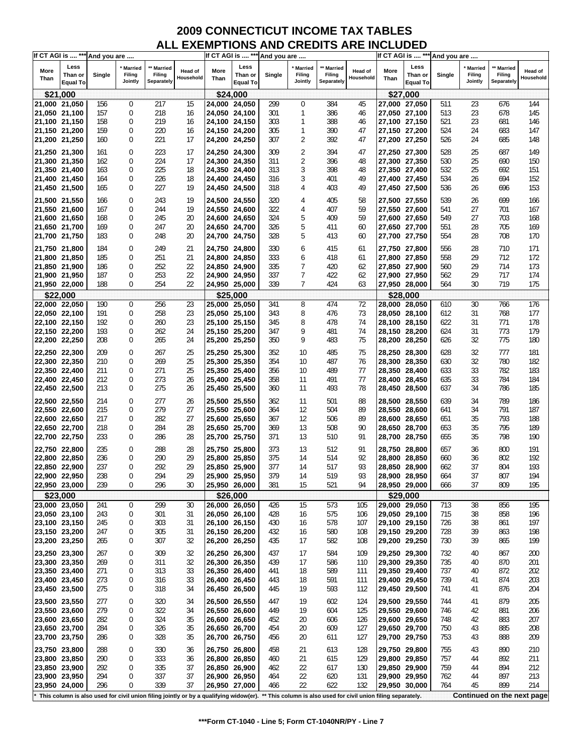# 2009 CONNECTICUT INCOME TAX TABLES
## ALL EXEMPTIONS AND CREDITS ARE INCLUDED

| If CT AGI is .... *** More Than | Less Than or Equal To | And you are .... Single | * Married Filing Jointly | ** Married Filing Separately | Head of Household |
|---|---|---|---|---|---|
| **$21,000** | | | | | |
| 21,000 | 21,050 | 156 | 0 | 217 | 15 |
| 21,050 | 21,100 | 157 | 0 | 218 | 16 |
| 21,100 | 21,150 | 158 | 0 | 219 | 16 |
| 21,150 | 21,200 | 159 | 0 | 220 | 16 |
| 21,200 | 21,250 | 160 | 0 | 221 | 17 |
| 21,250 | 21,300 | 161 | 0 | 223 | 17 |
| 21,300 | 21,350 | 162 | 0 | 224 | 17 |
| 21,350 | 21,400 | 163 | 0 | 225 | 18 |
| 21,400 | 21,450 | 164 | 0 | 226 | 18 |
| 21,450 | 21,500 | 165 | 0 | 227 | 19 |
| 21,500 | 21,550 | 166 | 0 | 243 | 19 |
| 21,550 | 21,600 | 167 | 0 | 244 | 19 |
| 21,600 | 21,650 | 168 | 0 | 245 | 20 |
| 21,650 | 21,700 | 169 | 0 | 247 | 20 |
| 21,700 | 21,750 | 183 | 0 | 248 | 20 |
| 21,750 | 21,800 | 184 | 0 | 249 | 21 |
| 21,800 | 21,850 | 185 | 0 | 251 | 21 |
| 21,850 | 21,900 | 186 | 0 | 252 | 22 |
| 21,900 | 21,950 | 187 | 0 | 253 | 22 |
| 21,950 | 22,000 | 188 | 0 | 254 | 22 |
| **$22,000** | | | | | |
| 22,000 | 22,050 | 190 | 0 | 256 | 23 |
| 22,050 | 22,100 | 191 | 0 | 258 | 23 |
| 22,100 | 22,150 | 192 | 0 | 260 | 23 |
| 22,150 | 22,200 | 193 | 0 | 262 | 24 |
| 22,200 | 22,250 | 208 | 0 | 265 | 24 |
| 22,250 | 22,300 | 209 | 0 | 267 | 25 |
| 22,300 | 22,350 | 210 | 0 | 269 | 25 |
| 22,350 | 22,400 | 211 | 0 | 271 | 25 |
| 22,400 | 22,450 | 212 | 0 | 273 | 26 |
| 22,450 | 22,500 | 213 | 0 | 275 | 26 |
| 22,500 | 22,550 | 214 | 0 | 277 | 26 |
| 22,550 | 22,600 | 215 | 0 | 279 | 27 |
| 22,600 | 22,650 | 217 | 0 | 282 | 27 |
| 22,650 | 22,700 | 218 | 0 | 284 | 28 |
| 22,700 | 22,750 | 233 | 0 | 286 | 28 |
| 22,750 | 22,800 | 235 | 0 | 288 | 28 |
| 22,800 | 22,850 | 236 | 0 | 290 | 29 |
| 22,850 | 22,900 | 237 | 0 | 292 | 29 |
| 22,900 | 22,950 | 238 | 0 | 294 | 29 |
| 22,950 | 23,000 | 239 | 0 | 296 | 30 |
| **$23,000** | | | | | |
| 23,000 | 23,050 | 241 | 0 | 299 | 30 |
| 23,050 | 23,100 | 243 | 0 | 301 | 31 |
| 23,100 | 23,150 | 245 | 0 | 303 | 31 |
| 23,150 | 23,200 | 247 | 0 | 305 | 31 |
| 23,200 | 23,250 | 265 | 0 | 307 | 32 |
| 23,250 | 23,300 | 267 | 0 | 309 | 32 |
| 23,300 | 23,350 | 269 | 0 | 311 | 32 |
| 23,350 | 23,400 | 271 | 0 | 313 | 33 |
| 23,400 | 23,450 | 273 | 0 | 316 | 33 |
| 23,450 | 23,500 | 275 | 0 | 318 | 34 |
| 23,500 | 23,550 | 277 | 0 | 320 | 34 |
| 23,550 | 23,600 | 279 | 0 | 322 | 34 |
| 23,600 | 23,650 | 282 | 0 | 324 | 35 |
| 23,650 | 23,700 | 284 | 0 | 326 | 35 |
| 23,700 | 23,750 | 286 | 0 | 328 | 35 |
| 23,750 | 23,800 | 288 | 0 | 330 | 36 |
| 23,800 | 23,850 | 290 | 0 | 333 | 36 |
| 23,850 | 23,900 | 292 | 0 | 335 | 37 |
| 23,900 | 23,950 | 294 | 0 | 337 | 37 |
| 23,950 | 24,000 | 296 | 0 | 339 | 37 |
| **$24,000** | | | | | |
| 24,000 | 24,050 | 299 | 0 | 384 | 45 |
| 24,050 | 24,100 | 301 | 1 | 386 | 46 |
| 24,100 | 24,150 | 303 | 1 | 388 | 46 |
| 24,150 | 24,200 | 305 | 1 | 390 | 47 |
| 24,200 | 24,250 | 307 | 2 | 392 | 47 |
| 24,250 | 24,300 | 309 | 2 | 394 | 47 |
| 24,300 | 24,350 | 311 | 2 | 396 | 48 |
| 24,350 | 24,400 | 313 | 3 | 398 | 48 |
| 24,400 | 24,450 | 316 | 3 | 401 | 49 |
| 24,450 | 24,500 | 318 | 4 | 403 | 49 |
| 24,500 | 24,550 | 320 | 4 | 405 | 58 |
| 24,550 | 24,600 | 322 | 4 | 407 | 59 |
| 24,600 | 24,650 | 324 | 5 | 409 | 59 |
| 24,650 | 24,700 | 326 | 5 | 411 | 60 |
| 24,700 | 24,750 | 328 | 5 | 413 | 60 |
| 24,750 | 24,800 | 330 | 6 | 415 | 61 |
| 24,800 | 24,850 | 333 | 6 | 418 | 61 |
| 24,850 | 24,900 | 335 | 7 | 420 | 62 |
| 24,900 | 24,950 | 337 | 7 | 422 | 62 |
| 24,950 | 25,000 | 339 | 7 | 424 | 63 |
| **$25,000** | | | | | |
| 25,000 | 25,050 | 341 | 8 | 474 | 72 |
| 25,050 | 25,100 | 343 | 8 | 476 | 73 |
| 25,100 | 25,150 | 345 | 8 | 478 | 74 |
| 25,150 | 25,200 | 347 | 9 | 481 | 74 |
| 25,200 | 25,250 | 350 | 9 | 483 | 75 |
| 25,250 | 25,300 | 352 | 10 | 485 | 75 |
| 25,300 | 25,350 | 354 | 10 | 487 | 76 |
| 25,350 | 25,400 | 356 | 10 | 489 | 77 |
| 25,400 | 25,450 | 358 | 11 | 491 | 77 |
| 25,450 | 25,500 | 360 | 11 | 493 | 78 |
| 25,500 | 25,550 | 362 | 11 | 501 | 88 |
| 25,550 | 25,600 | 364 | 12 | 504 | 89 |
| 25,600 | 25,650 | 367 | 12 | 506 | 89 |
| 25,650 | 25,700 | 369 | 13 | 508 | 90 |
| 25,700 | 25,750 | 371 | 13 | 510 | 91 |
| 25,750 | 25,800 | 373 | 13 | 512 | 91 |
| 25,800 | 25,850 | 375 | 14 | 514 | 92 |
| 25,850 | 25,900 | 377 | 14 | 517 | 93 |
| 25,900 | 25,950 | 379 | 14 | 519 | 93 |
| 25,950 | 26,000 | 381 | 15 | 521 | 94 |
| **$26,000** | | | | | |
| 26,000 | 26,050 | 426 | 15 | 573 | 105 |
| 26,050 | 26,100 | 428 | 16 | 575 | 106 |
| 26,100 | 26,150 | 430 | 16 | 578 | 107 |
| 26,150 | 26,200 | 432 | 16 | 580 | 108 |
| 26,200 | 26,250 | 435 | 17 | 582 | 108 |
| 26,250 | 26,300 | 437 | 17 | 584 | 109 |
| 26,300 | 26,350 | 439 | 17 | 586 | 110 |
| 26,350 | 26,400 | 441 | 18 | 589 | 111 |
| 26,400 | 26,450 | 443 | 18 | 591 | 111 |
| 26,450 | 26,500 | 445 | 19 | 593 | 112 |
| 26,500 | 26,550 | 447 | 19 | 602 | 124 |
| 26,550 | 26,600 | 449 | 19 | 604 | 125 |
| 26,600 | 26,650 | 452 | 20 | 606 | 126 |
| 26,650 | 26,700 | 454 | 20 | 609 | 127 |
| 26,700 | 26,750 | 456 | 20 | 611 | 127 |
| 26,750 | 26,800 | 458 | 21 | 613 | 128 |
| 26,800 | 26,850 | 460 | 21 | 615 | 129 |
| 26,850 | 26,900 | 462 | 22 | 617 | 130 |
| 26,900 | 26,950 | 464 | 22 | 620 | 131 |
| 26,950 | 27,000 | 466 | 22 | 622 | 132 |
| **$27,000** | | | | | |
| 27,000 | 27,050 | 511 | 23 | 676 | 144 |
| 27,050 | 27,100 | 513 | 23 | 678 | 145 |
| 27,100 | 27,150 | 521 | 23 | 681 | 146 |
| 27,150 | 27,200 | 524 | 24 | 683 | 147 |
| 27,200 | 27,250 | 526 | 24 | 685 | 148 |
| 27,250 | 27,300 | 528 | 25 | 687 | 149 |
| 27,300 | 27,350 | 530 | 25 | 690 | 150 |
| 27,350 | 27,400 | 532 | 25 | 692 | 151 |
| 27,400 | 27,450 | 534 | 26 | 694 | 152 |
| 27,450 | 27,500 | 536 | 26 | 696 | 153 |
| 27,500 | 27,550 | 539 | 26 | 699 | 166 |
| 27,550 | 27,600 | 541 | 27 | 701 | 167 |
| 27,600 | 27,650 | 549 | 27 | 703 | 168 |
| 27,650 | 27,700 | 551 | 28 | 705 | 169 |
| 27,700 | 27,750 | 554 | 28 | 708 | 170 |
| 27,750 | 27,800 | 556 | 28 | 710 | 171 |
| 27,800 | 27,850 | 558 | 29 | 712 | 172 |
| 27,850 | 27,900 | 560 | 29 | 714 | 173 |
| 27,900 | 27,950 | 562 | 29 | 717 | 174 |
| 27,950 | 28,000 | 564 | 30 | 719 | 175 |
| **$28,000** | | | | | |
| 28,000 | 28,050 | 610 | 30 | 766 | 176 |
| 28,050 | 28,100 | 612 | 31 | 768 | 177 |
| 28,100 | 28,150 | 622 | 31 | 771 | 178 |
| 28,150 | 28,200 | 624 | 31 | 773 | 179 |
| 28,200 | 28,250 | 626 | 32 | 775 | 180 |
| 28,250 | 28,300 | 628 | 32 | 777 | 181 |
| 28,300 | 28,350 | 630 | 32 | 780 | 182 |
| 28,350 | 28,400 | 633 | 33 | 782 | 183 |
| 28,400 | 28,450 | 635 | 33 | 784 | 184 |
| 28,450 | 28,500 | 637 | 34 | 786 | 185 |
| 28,500 | 28,550 | 639 | 34 | 789 | 186 |
| 28,550 | 28,600 | 641 | 34 | 791 | 187 |
| 28,600 | 28,650 | 651 | 35 | 793 | 188 |
| 28,650 | 28,700 | 653 | 35 | 795 | 189 |
| 28,700 | 28,750 | 655 | 35 | 798 | 190 |
| 28,750 | 28,800 | 657 | 36 | 800 | 191 |
| 28,800 | 28,850 | 660 | 36 | 802 | 192 |
| 28,850 | 28,900 | 662 | 37 | 804 | 193 |
| 28,900 | 28,950 | 664 | 37 | 807 | 194 |
| 28,950 | 29,000 | 666 | 37 | 809 | 195 |
| **$29,000** | | | | | |
| 29,000 | 29,050 | 713 | 38 | 856 | 195 |
| 29,050 | 29,100 | 715 | 38 | 858 | 196 |
| 29,100 | 29,150 | 726 | 38 | 861 | 197 |
| 29,150 | 29,200 | 728 | 39 | 863 | 198 |
| 29,200 | 29,250 | 730 | 39 | 865 | 199 |
| 29,250 | 29,300 | 732 | 40 | 867 | 200 |
| 29,300 | 29,350 | 735 | 40 | 870 | 201 |
| 29,350 | 29,400 | 737 | 40 | 872 | 202 |
| 29,400 | 29,450 | 739 | 41 | 874 | 203 |
| 29,450 | 29,500 | 741 | 41 | 876 | 204 |
| 29,500 | 29,550 | 744 | 41 | 879 | 205 |
| 29,550 | 29,600 | 746 | 42 | 881 | 206 |
| 29,600 | 29,650 | 748 | 42 | 883 | 207 |
| 29,650 | 29,700 | 750 | 43 | 885 | 208 |
| 29,700 | 29,750 | 753 | 43 | 888 | 209 |
| 29,750 | 29,800 | 755 | 43 | 890 | 210 |
| 29,800 | 29,850 | 757 | 44 | 892 | 211 |
| 29,850 | 29,900 | 759 | 44 | 894 | 212 |
| 29,900 | 29,950 | 762 | 44 | 897 | 213 |
| 29,950 | 30,000 | 764 | 45 | 899 | 214 |

\* This column is also used for civil union filing jointly or by a qualifying widow(er). ** This column is also used for civil union filing separately.

**Continued on the next page**

***Form CT-1040 - Line 5; Form CT-1040NR/PY - Line 7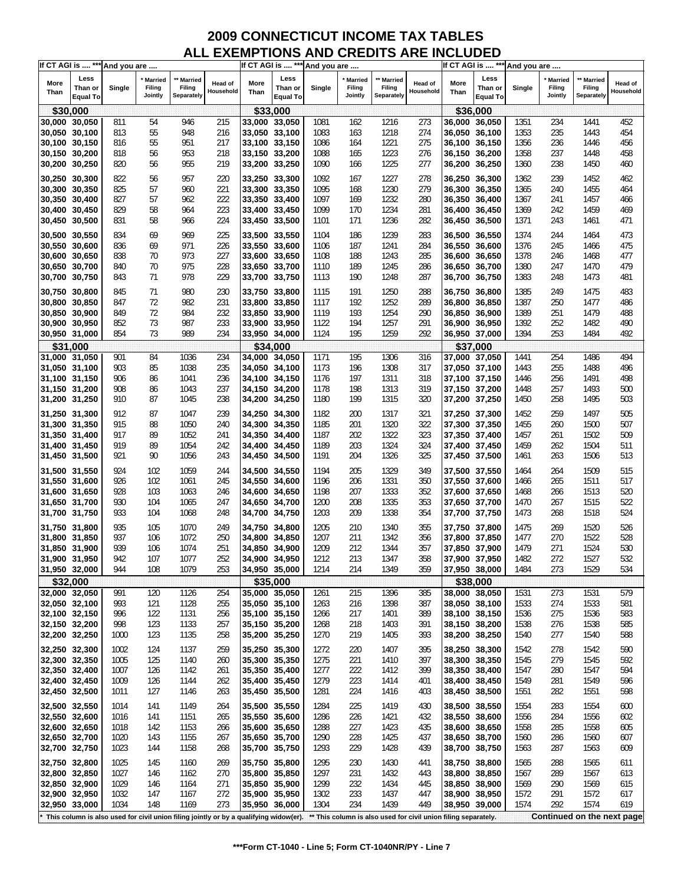# 2009 CONNECTICUT INCOME TAX TABLES
## ALL EXEMPTIONS AND CREDITS ARE INCLUDED

| If CT AGI is .... *** | | And you are .... | | | | If CT AGI is .... *** | | And you are .... | | | | If CT AGI is .... *** | | And you are .... | | | |
|---|---|---|---|---|---|---|---|---|---|---|---|---|---|---|---|---|---|
| More Than | Less Than or Equal To | Single | * Married Filing Jointly | ** Married Filing Separately | Head of Household | More Than | Less Than or Equal To | Single | * Married Filing Jointly | ** Married Filing Separately | Head of Household | More Than | Less Than or Equal To | Single | * Married Filing Jointly | ** Married Filing Separately | Head of Household |
| **$30,000** | | | | | | **$33,000** | | | | | | **$36,000** | | | | | |
| 30,000 | 30,050 | 811 | 54 | 946 | 215 | 33,000 | 33,050 | 1081 | 162 | 1216 | 273 | 36,000 | 36,050 | 1351 | 234 | 1441 | 452 |
| 30,050 | 30,100 | 813 | 55 | 948 | 216 | 33,050 | 33,100 | 1083 | 163 | 1218 | 274 | 36,050 | 36,100 | 1353 | 235 | 1443 | 454 |
| 30,100 | 30,150 | 816 | 55 | 951 | 217 | 33,100 | 33,150 | 1086 | 164 | 1221 | 275 | 36,100 | 36,150 | 1356 | 236 | 1446 | 456 |
| 30,150 | 30,200 | 818 | 56 | 953 | 218 | 33,150 | 33,200 | 1088 | 165 | 1223 | 276 | 36,150 | 36,200 | 1358 | 237 | 1448 | 458 |
| 30,200 | 30,250 | 820 | 56 | 955 | 219 | 33,200 | 33,250 | 1090 | 166 | 1225 | 277 | 36,200 | 36,250 | 1360 | 238 | 1450 | 460 |
| 30,250 | 30,300 | 822 | 56 | 957 | 220 | 33,250 | 33,300 | 1092 | 167 | 1227 | 278 | 36,250 | 36,300 | 1362 | 239 | 1452 | 462 |
| 30,300 | 30,350 | 825 | 57 | 960 | 221 | 33,300 | 33,350 | 1095 | 168 | 1230 | 279 | 36,300 | 36,350 | 1365 | 240 | 1455 | 464 |
| 30,350 | 30,400 | 827 | 57 | 962 | 222 | 33,350 | 33,400 | 1097 | 169 | 1232 | 280 | 36,350 | 36,400 | 1367 | 241 | 1457 | 466 |
| 30,400 | 30,450 | 829 | 58 | 964 | 223 | 33,400 | 33,450 | 1099 | 170 | 1234 | 281 | 36,400 | 36,450 | 1369 | 242 | 1459 | 469 |
| 30,450 | 30,500 | 831 | 58 | 966 | 224 | 33,450 | 33,500 | 1101 | 171 | 1236 | 282 | 36,450 | 36,500 | 1371 | 243 | 1461 | 471 |
| 30,500 | 30,550 | 834 | 69 | 969 | 225 | 33,500 | 33,550 | 1104 | 186 | 1239 | 283 | 36,500 | 36,550 | 1374 | 244 | 1464 | 473 |
| 30,550 | 30,600 | 836 | 69 | 971 | 226 | 33,550 | 33,600 | 1106 | 187 | 1241 | 284 | 36,550 | 36,600 | 1376 | 245 | 1466 | 475 |
| 30,600 | 30,650 | 838 | 70 | 973 | 227 | 33,600 | 33,650 | 1108 | 188 | 1243 | 285 | 36,600 | 36,650 | 1378 | 246 | 1468 | 477 |
| 30,650 | 30,700 | 840 | 70 | 975 | 228 | 33,650 | 33,700 | 1110 | 189 | 1245 | 286 | 36,650 | 36,700 | 1380 | 247 | 1470 | 479 |
| 30,700 | 30,750 | 843 | 71 | 978 | 229 | 33,700 | 33,750 | 1113 | 190 | 1248 | 287 | 36,700 | 36,750 | 1383 | 248 | 1473 | 481 |
| 30,750 | 30,800 | 845 | 71 | 980 | 230 | 33,750 | 33,800 | 1115 | 191 | 1250 | 288 | 36,750 | 36,800 | 1385 | 249 | 1475 | 483 |
| 30,800 | 30,850 | 847 | 72 | 982 | 231 | 33,800 | 33,850 | 1117 | 192 | 1252 | 289 | 36,800 | 36,850 | 1387 | 250 | 1477 | 486 |
| 30,850 | 30,900 | 849 | 72 | 984 | 232 | 33,850 | 33,900 | 1119 | 193 | 1254 | 290 | 36,850 | 36,900 | 1389 | 251 | 1479 | 488 |
| 30,900 | 30,950 | 852 | 73 | 987 | 233 | 33,900 | 33,950 | 1122 | 194 | 1257 | 291 | 36,900 | 36,950 | 1392 | 252 | 1482 | 490 |
| 30,950 | 31,000 | 854 | 73 | 989 | 234 | 33,950 | 34,000 | 1124 | 195 | 1259 | 292 | 36,950 | 37,000 | 1394 | 253 | 1484 | 492 |
| **$31,000** | | | | | | **$34,000** | | | | | | **$37,000** | | | | | |
| 31,000 | 31,050 | 901 | 84 | 1036 | 234 | 34,000 | 34,050 | 1171 | 195 | 1306 | 316 | 37,000 | 37,050 | 1441 | 254 | 1486 | 494 |
| 31,050 | 31,100 | 903 | 85 | 1038 | 235 | 34,050 | 34,100 | 1173 | 196 | 1308 | 317 | 37,050 | 37,100 | 1443 | 255 | 1488 | 496 |
| 31,100 | 31,150 | 906 | 86 | 1041 | 236 | 34,100 | 34,150 | 1176 | 197 | 1311 | 318 | 37,100 | 37,150 | 1446 | 256 | 1491 | 498 |
| 31,150 | 31,200 | 908 | 86 | 1043 | 237 | 34,150 | 34,200 | 1178 | 198 | 1313 | 319 | 37,150 | 37,200 | 1448 | 257 | 1493 | 500 |
| 31,200 | 31,250 | 910 | 87 | 1045 | 238 | 34,200 | 34,250 | 1180 | 199 | 1315 | 320 | 37,200 | 37,250 | 1450 | 258 | 1495 | 503 |
| 31,250 | 31,300 | 912 | 87 | 1047 | 239 | 34,250 | 34,300 | 1182 | 200 | 1317 | 321 | 37,250 | 37,300 | 1452 | 259 | 1497 | 505 |
| 31,300 | 31,350 | 915 | 88 | 1050 | 240 | 34,300 | 34,350 | 1185 | 201 | 1320 | 322 | 37,300 | 37,350 | 1455 | 260 | 1500 | 507 |
| 31,350 | 31,400 | 917 | 89 | 1052 | 241 | 34,350 | 34,400 | 1187 | 202 | 1322 | 323 | 37,350 | 37,400 | 1457 | 261 | 1502 | 509 |
| 31,400 | 31,450 | 919 | 89 | 1054 | 242 | 34,400 | 34,450 | 1189 | 203 | 1324 | 324 | 37,400 | 37,450 | 1459 | 262 | 1504 | 511 |
| 31,450 | 31,500 | 921 | 90 | 1056 | 243 | 34,450 | 34,500 | 1191 | 204 | 1326 | 325 | 37,450 | 37,500 | 1461 | 263 | 1506 | 513 |
| 31,500 | 31,550 | 924 | 102 | 1059 | 244 | 34,500 | 34,550 | 1194 | 205 | 1329 | 349 | 37,500 | 37,550 | 1464 | 264 | 1509 | 515 |
| 31,550 | 31,600 | 926 | 102 | 1061 | 245 | 34,550 | 34,600 | 1196 | 206 | 1331 | 350 | 37,550 | 37,600 | 1466 | 265 | 1511 | 517 |
| 31,600 | 31,650 | 928 | 103 | 1063 | 246 | 34,600 | 34,650 | 1198 | 207 | 1333 | 352 | 37,600 | 37,650 | 1468 | 266 | 1513 | 520 |
| 31,650 | 31,700 | 930 | 104 | 1065 | 247 | 34,650 | 34,700 | 1200 | 208 | 1335 | 353 | 37,650 | 37,700 | 1470 | 267 | 1515 | 522 |
| 31,700 | 31,750 | 933 | 104 | 1068 | 248 | 34,700 | 34,750 | 1203 | 209 | 1338 | 354 | 37,700 | 37,750 | 1473 | 268 | 1518 | 524 |
| 31,750 | 31,800 | 935 | 105 | 1070 | 249 | 34,750 | 34,800 | 1205 | 210 | 1340 | 355 | 37,750 | 37,800 | 1475 | 269 | 1520 | 526 |
| 31,800 | 31,850 | 937 | 106 | 1072 | 250 | 34,800 | 34,850 | 1207 | 211 | 1342 | 356 | 37,800 | 37,850 | 1477 | 270 | 1522 | 528 |
| 31,850 | 31,900 | 939 | 106 | 1074 | 251 | 34,850 | 34,900 | 1209 | 212 | 1344 | 357 | 37,850 | 37,900 | 1479 | 271 | 1524 | 530 |
| 31,900 | 31,950 | 942 | 107 | 1077 | 252 | 34,900 | 34,950 | 1212 | 213 | 1347 | 358 | 37,900 | 37,950 | 1482 | 272 | 1527 | 532 |
| 31,950 | 32,000 | 944 | 108 | 1079 | 253 | 34,950 | 35,000 | 1214 | 214 | 1349 | 359 | 37,950 | 38,000 | 1484 | 273 | 1529 | 534 |
| **$32,000** | | | | | | **$35,000** | | | | | | **$38,000** | | | | | |
| 32,000 | 32,050 | 991 | 120 | 1126 | 254 | 35,000 | 35,050 | 1261 | 215 | 1396 | 385 | 38,000 | 38,050 | 1531 | 273 | 1531 | 579 |
| 32,050 | 32,100 | 993 | 121 | 1128 | 255 | 35,050 | 35,100 | 1263 | 216 | 1398 | 387 | 38,050 | 38,100 | 1533 | 274 | 1533 | 581 |
| 32,100 | 32,150 | 996 | 122 | 1131 | 256 | 35,100 | 35,150 | 1266 | 217 | 1401 | 389 | 38,100 | 38,150 | 1536 | 275 | 1536 | 583 |
| 32,150 | 32,200 | 998 | 123 | 1133 | 257 | 35,150 | 35,200 | 1268 | 218 | 1403 | 391 | 38,150 | 38,200 | 1538 | 276 | 1538 | 585 |
| 32,200 | 32,250 | 1000 | 123 | 1135 | 258 | 35,200 | 35,250 | 1270 | 219 | 1405 | 393 | 38,200 | 38,250 | 1540 | 277 | 1540 | 588 |
| 32,250 | 32,300 | 1002 | 124 | 1137 | 259 | 35,250 | 35,300 | 1272 | 220 | 1407 | 395 | 38,250 | 38,300 | 1542 | 278 | 1542 | 590 |
| 32,300 | 32,350 | 1005 | 125 | 1140 | 260 | 35,300 | 35,350 | 1275 | 221 | 1410 | 397 | 38,300 | 38,350 | 1545 | 279 | 1545 | 592 |
| 32,350 | 32,400 | 1007 | 126 | 1142 | 261 | 35,350 | 35,400 | 1277 | 222 | 1412 | 399 | 38,350 | 38,400 | 1547 | 280 | 1547 | 594 |
| 32,400 | 32,450 | 1009 | 126 | 1144 | 262 | 35,400 | 35,450 | 1279 | 223 | 1414 | 401 | 38,400 | 38,450 | 1549 | 281 | 1549 | 596 |
| 32,450 | 32,500 | 1011 | 127 | 1146 | 263 | 35,450 | 35,500 | 1281 | 224 | 1416 | 403 | 38,450 | 38,500 | 1551 | 282 | 1551 | 598 |
| 32,500 | 32,550 | 1014 | 141 | 1149 | 264 | 35,500 | 35,550 | 1284 | 225 | 1419 | 430 | 38,500 | 38,550 | 1554 | 283 | 1554 | 600 |
| 32,550 | 32,600 | 1016 | 141 | 1151 | 265 | 35,550 | 35,600 | 1286 | 226 | 1421 | 432 | 38,550 | 38,600 | 1556 | 284 | 1556 | 602 |
| 32,600 | 32,650 | 1018 | 142 | 1153 | 266 | 35,600 | 35,650 | 1288 | 227 | 1423 | 435 | 38,600 | 38,650 | 1558 | 285 | 1558 | 605 |
| 32,650 | 32,700 | 1020 | 143 | 1155 | 267 | 35,650 | 35,700 | 1290 | 228 | 1425 | 437 | 38,650 | 38,700 | 1560 | 286 | 1560 | 607 |
| 32,700 | 32,750 | 1023 | 144 | 1158 | 268 | 35,700 | 35,750 | 1293 | 229 | 1428 | 439 | 38,700 | 38,750 | 1563 | 287 | 1563 | 609 |
| 32,750 | 32,800 | 1025 | 145 | 1160 | 269 | 35,750 | 35,800 | 1295 | 230 | 1430 | 441 | 38,750 | 38,800 | 1565 | 288 | 1565 | 611 |
| 32,800 | 32,850 | 1027 | 146 | 1162 | 270 | 35,800 | 35,850 | 1297 | 231 | 1432 | 443 | 38,800 | 38,850 | 1567 | 289 | 1567 | 613 |
| 32,850 | 32,900 | 1029 | 146 | 1164 | 271 | 35,850 | 35,900 | 1299 | 232 | 1434 | 445 | 38,850 | 38,900 | 1569 | 290 | 1569 | 615 |
| 32,900 | 32,950 | 1032 | 147 | 1167 | 272 | 35,900 | 35,950 | 1302 | 233 | 1437 | 447 | 38,900 | 38,950 | 1572 | 291 | 1572 | 617 |
| 32,950 | 33,000 | 1034 | 148 | 1169 | 273 | 35,950 | 36,000 | 1304 | 234 | 1439 | 449 | 38,950 | 39,000 | 1574 | 292 | 1574 | 619 |

\* This column is also used for civil union filing jointly or by a qualifying widow(er). ** This column is also used for civil union filing separately. **Continued on the next page**

***Form CT-1040 - Line 5; Form CT-1040NR/PY - Line 7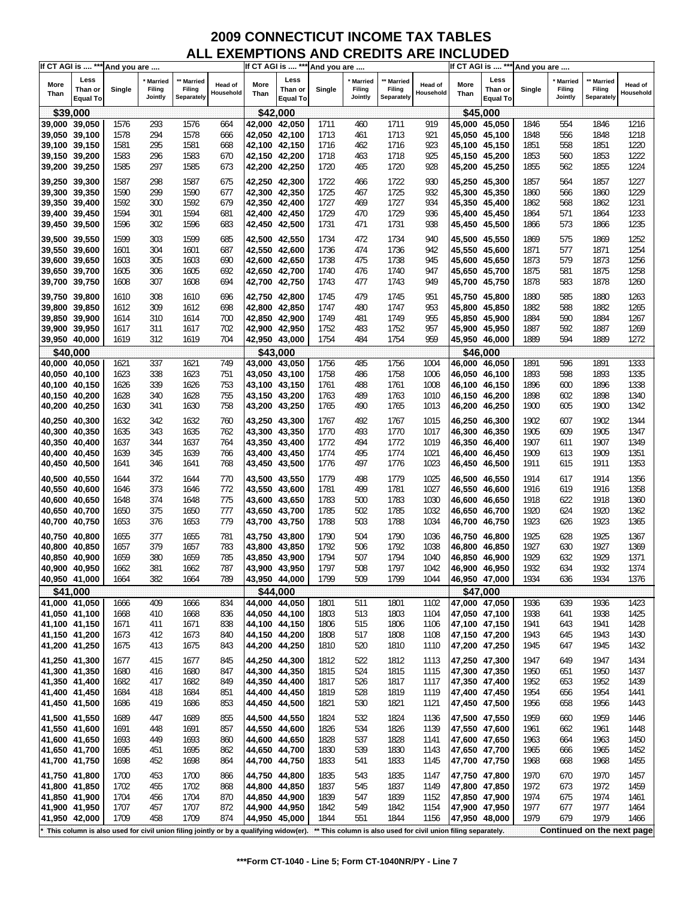# 2009 CONNECTICUT INCOME TAX TABLES
## ALL EXEMPTIONS AND CREDITS ARE INCLUDED

| If CT AGI is .... *** | | And you are .... | | | | If CT AGI is .... *** | | And you are .... | | | | If CT AGI is .... *** | | And you are .... | | | |
|---|---|---|---|---|---|---|---|---|---|---|---|---|---|---|---|---|---|
| More Than | Less Than or Equal To | Single | * Married Filing Jointly | ** Married Filing Separately | Head of Household | More Than | Less Than or Equal To | Single | * Married Filing Jointly | ** Married Filing Separately | Head of Household | More Than | Less Than or Equal To | Single | * Married Filing Jointly | ** Married Filing Separately | Head of Household |
| **$39,000** | | | | | | **$42,000** | | | | | | **$45,000** | | | | | |
| 39,000 | 39,050 | 1576 | 293 | 1576 | 664 | 42,000 | 42,050 | 1711 | 460 | 1711 | 919 | 45,000 | 45,050 | 1846 | 554 | 1846 | 1216 |
| 39,050 | 39,100 | 1578 | 294 | 1578 | 666 | 42,050 | 42,100 | 1713 | 461 | 1713 | 921 | 45,050 | 45,100 | 1848 | 556 | 1848 | 1218 |
| 39,100 | 39,150 | 1581 | 295 | 1581 | 668 | 42,100 | 42,150 | 1716 | 462 | 1716 | 923 | 45,100 | 45,150 | 1851 | 558 | 1851 | 1220 |
| 39,150 | 39,200 | 1583 | 296 | 1583 | 670 | 42,150 | 42,200 | 1718 | 463 | 1718 | 925 | 45,150 | 45,200 | 1853 | 560 | 1853 | 1222 |
| 39,200 | 39,250 | 1585 | 297 | 1585 | 673 | 42,200 | 42,250 | 1720 | 465 | 1720 | 928 | 45,200 | 45,250 | 1855 | 562 | 1855 | 1224 |
| 39,250 | 39,300 | 1587 | 298 | 1587 | 675 | 42,250 | 42,300 | 1722 | 466 | 1722 | 930 | 45,250 | 45,300 | 1857 | 564 | 1857 | 1227 |
| 39,300 | 39,350 | 1590 | 299 | 1590 | 677 | 42,300 | 42,350 | 1725 | 467 | 1725 | 932 | 45,300 | 45,350 | 1860 | 566 | 1860 | 1229 |
| 39,350 | 39,400 | 1592 | 300 | 1592 | 679 | 42,350 | 42,400 | 1727 | 469 | 1727 | 934 | 45,350 | 45,400 | 1862 | 568 | 1862 | 1231 |
| 39,400 | 39,450 | 1594 | 301 | 1594 | 681 | 42,400 | 42,450 | 1729 | 470 | 1729 | 936 | 45,400 | 45,450 | 1864 | 571 | 1864 | 1233 |
| 39,450 | 39,500 | 1596 | 302 | 1596 | 683 | 42,450 | 42,500 | 1731 | 471 | 1731 | 938 | 45,450 | 45,500 | 1866 | 573 | 1866 | 1235 |
| 39,500 | 39,550 | 1599 | 303 | 1599 | 685 | 42,500 | 42,550 | 1734 | 472 | 1734 | 940 | 45,500 | 45,550 | 1869 | 575 | 1869 | 1252 |
| 39,550 | 39,600 | 1601 | 304 | 1601 | 687 | 42,550 | 42,600 | 1736 | 474 | 1736 | 942 | 45,550 | 45,600 | 1871 | 577 | 1871 | 1254 |
| 39,600 | 39,650 | 1603 | 305 | 1603 | 690 | 42,600 | 42,650 | 1738 | 475 | 1738 | 945 | 45,600 | 45,650 | 1873 | 579 | 1873 | 1256 |
| 39,650 | 39,700 | 1605 | 306 | 1605 | 692 | 42,650 | 42,700 | 1740 | 476 | 1740 | 947 | 45,650 | 45,700 | 1875 | 581 | 1875 | 1258 |
| 39,700 | 39,750 | 1608 | 307 | 1608 | 694 | 42,700 | 42,750 | 1743 | 477 | 1743 | 949 | 45,700 | 45,750 | 1878 | 583 | 1878 | 1260 |
| 39,750 | 39,800 | 1610 | 308 | 1610 | 696 | 42,750 | 42,800 | 1745 | 479 | 1745 | 951 | 45,750 | 45,800 | 1880 | 585 | 1880 | 1263 |
| 39,800 | 39,850 | 1612 | 309 | 1612 | 698 | 42,800 | 42,850 | 1747 | 480 | 1747 | 953 | 45,800 | 45,850 | 1882 | 588 | 1882 | 1265 |
| 39,850 | 39,900 | 1614 | 310 | 1614 | 700 | 42,850 | 42,900 | 1749 | 481 | 1749 | 955 | 45,850 | 45,900 | 1884 | 590 | 1884 | 1267 |
| 39,900 | 39,950 | 1617 | 311 | 1617 | 702 | 42,900 | 42,950 | 1752 | 483 | 1752 | 957 | 45,900 | 45,950 | 1887 | 592 | 1887 | 1269 |
| 39,950 | 40,000 | 1619 | 312 | 1619 | 704 | 42,950 | 43,000 | 1754 | 484 | 1754 | 959 | 45,950 | 46,000 | 1889 | 594 | 1889 | 1272 |
| **$40,000** | | | | | | **$43,000** | | | | | | **$46,000** | | | | | |
| 40,000 | 40,050 | 1621 | 337 | 1621 | 749 | 43,000 | 43,050 | 1756 | 485 | 1756 | 1004 | 46,000 | 46,050 | 1891 | 596 | 1891 | 1333 |
| 40,050 | 40,100 | 1623 | 338 | 1623 | 751 | 43,050 | 43,100 | 1758 | 486 | 1758 | 1006 | 46,050 | 46,100 | 1893 | 598 | 1893 | 1335 |
| 40,100 | 40,150 | 1626 | 339 | 1626 | 753 | 43,100 | 43,150 | 1761 | 488 | 1761 | 1008 | 46,100 | 46,150 | 1896 | 600 | 1896 | 1338 |
| 40,150 | 40,200 | 1628 | 340 | 1628 | 755 | 43,150 | 43,200 | 1763 | 489 | 1763 | 1010 | 46,150 | 46,200 | 1898 | 602 | 1898 | 1340 |
| 40,200 | 40,250 | 1630 | 341 | 1630 | 758 | 43,200 | 43,250 | 1765 | 490 | 1765 | 1013 | 46,200 | 46,250 | 1900 | 605 | 1900 | 1342 |
| 40,250 | 40,300 | 1632 | 342 | 1632 | 760 | 43,250 | 43,300 | 1767 | 492 | 1767 | 1015 | 46,250 | 46,300 | 1902 | 607 | 1902 | 1344 |
| 40,300 | 40,350 | 1635 | 343 | 1635 | 762 | 43,300 | 43,350 | 1770 | 493 | 1770 | 1017 | 46,300 | 46,350 | 1905 | 609 | 1905 | 1347 |
| 40,350 | 40,400 | 1637 | 344 | 1637 | 764 | 43,350 | 43,400 | 1772 | 494 | 1772 | 1019 | 46,350 | 46,400 | 1907 | 611 | 1907 | 1349 |
| 40,400 | 40,450 | 1639 | 345 | 1639 | 766 | 43,400 | 43,450 | 1774 | 495 | 1774 | 1021 | 46,400 | 46,450 | 1909 | 613 | 1909 | 1351 |
| 40,450 | 40,500 | 1641 | 346 | 1641 | 768 | 43,450 | 43,500 | 1776 | 497 | 1776 | 1023 | 46,450 | 46,500 | 1911 | 615 | 1911 | 1353 |
| 40,500 | 40,550 | 1644 | 372 | 1644 | 770 | 43,500 | 43,550 | 1779 | 498 | 1779 | 1025 | 46,500 | 46,550 | 1914 | 617 | 1914 | 1356 |
| 40,550 | 40,600 | 1646 | 373 | 1646 | 772 | 43,550 | 43,600 | 1781 | 499 | 1781 | 1027 | 46,550 | 46,600 | 1916 | 619 | 1916 | 1358 |
| 40,600 | 40,650 | 1648 | 374 | 1648 | 775 | 43,600 | 43,650 | 1783 | 500 | 1783 | 1030 | 46,600 | 46,650 | 1918 | 622 | 1918 | 1360 |
| 40,650 | 40,700 | 1650 | 375 | 1650 | 777 | 43,650 | 43,700 | 1785 | 502 | 1785 | 1032 | 46,650 | 46,700 | 1920 | 624 | 1920 | 1362 |
| 40,700 | 40,750 | 1653 | 376 | 1653 | 779 | 43,700 | 43,750 | 1788 | 503 | 1788 | 1034 | 46,700 | 46,750 | 1923 | 626 | 1923 | 1365 |
| 40,750 | 40,800 | 1655 | 377 | 1655 | 781 | 43,750 | 43,800 | 1790 | 504 | 1790 | 1036 | 46,750 | 46,800 | 1925 | 628 | 1925 | 1367 |
| 40,800 | 40,850 | 1657 | 379 | 1657 | 783 | 43,800 | 43,850 | 1792 | 506 | 1792 | 1038 | 46,800 | 46,850 | 1927 | 630 | 1927 | 1369 |
| 40,850 | 40,900 | 1659 | 380 | 1659 | 785 | 43,850 | 43,900 | 1794 | 507 | 1794 | 1040 | 46,850 | 46,900 | 1929 | 632 | 1929 | 1371 |
| 40,900 | 40,950 | 1662 | 381 | 1662 | 787 | 43,900 | 43,950 | 1797 | 508 | 1797 | 1042 | 46,900 | 46,950 | 1932 | 634 | 1932 | 1374 |
| 40,950 | 41,000 | 1664 | 382 | 1664 | 789 | 43,950 | 44,000 | 1799 | 509 | 1799 | 1044 | 46,950 | 47,000 | 1934 | 636 | 1934 | 1376 |
| **$41,000** | | | | | | **$44,000** | | | | | | **$47,000** | | | | | |
| 41,000 | 41,050 | 1666 | 409 | 1666 | 834 | 44,000 | 44,050 | 1801 | 511 | 1801 | 1102 | 47,000 | 47,050 | 1936 | 639 | 1936 | 1423 |
| 41,050 | 41,100 | 1668 | 410 | 1668 | 836 | 44,050 | 44,100 | 1803 | 513 | 1803 | 1104 | 47,050 | 47,100 | 1938 | 641 | 1938 | 1425 |
| 41,100 | 41,150 | 1671 | 411 | 1671 | 838 | 44,100 | 44,150 | 1806 | 515 | 1806 | 1106 | 47,100 | 47,150 | 1941 | 643 | 1941 | 1428 |
| 41,150 | 41,200 | 1673 | 412 | 1673 | 840 | 44,150 | 44,200 | 1808 | 517 | 1808 | 1108 | 47,150 | 47,200 | 1943 | 645 | 1943 | 1430 |
| 41,200 | 41,250 | 1675 | 413 | 1675 | 843 | 44,200 | 44,250 | 1810 | 520 | 1810 | 1110 | 47,200 | 47,250 | 1945 | 647 | 1945 | 1432 |
| 41,250 | 41,300 | 1677 | 415 | 1677 | 845 | 44,250 | 44,300 | 1812 | 522 | 1812 | 1113 | 47,250 | 47,300 | 1947 | 649 | 1947 | 1434 |
| 41,300 | 41,350 | 1680 | 416 | 1680 | 847 | 44,300 | 44,350 | 1815 | 524 | 1815 | 1115 | 47,300 | 47,350 | 1950 | 651 | 1950 | 1437 |
| 41,350 | 41,400 | 1682 | 417 | 1682 | 849 | 44,350 | 44,400 | 1817 | 526 | 1817 | 1117 | 47,350 | 47,400 | 1952 | 653 | 1952 | 1439 |
| 41,400 | 41,450 | 1684 | 418 | 1684 | 851 | 44,400 | 44,450 | 1819 | 528 | 1819 | 1119 | 47,400 | 47,450 | 1954 | 656 | 1954 | 1441 |
| 41,450 | 41,500 | 1686 | 419 | 1686 | 853 | 44,450 | 44,500 | 1821 | 530 | 1821 | 1121 | 47,450 | 47,500 | 1956 | 658 | 1956 | 1443 |
| 41,500 | 41,550 | 1689 | 447 | 1689 | 855 | 44,500 | 44,550 | 1824 | 532 | 1824 | 1136 | 47,500 | 47,550 | 1959 | 660 | 1959 | 1446 |
| 41,550 | 41,600 | 1691 | 448 | 1691 | 857 | 44,550 | 44,600 | 1826 | 534 | 1826 | 1139 | 47,550 | 47,600 | 1961 | 662 | 1961 | 1448 |
| 41,600 | 41,650 | 1693 | 449 | 1693 | 860 | 44,600 | 44,650 | 1828 | 537 | 1828 | 1141 | 47,600 | 47,650 | 1963 | 664 | 1963 | 1450 |
| 41,650 | 41,700 | 1695 | 451 | 1695 | 862 | 44,650 | 44,700 | 1830 | 539 | 1830 | 1143 | 47,650 | 47,700 | 1965 | 666 | 1965 | 1452 |
| 41,700 | 41,750 | 1698 | 452 | 1698 | 864 | 44,700 | 44,750 | 1833 | 541 | 1833 | 1145 | 47,700 | 47,750 | 1968 | 668 | 1968 | 1455 |
| 41,750 | 41,800 | 1700 | 453 | 1700 | 866 | 44,750 | 44,800 | 1835 | 543 | 1835 | 1147 | 47,750 | 47,800 | 1970 | 670 | 1970 | 1457 |
| 41,800 | 41,850 | 1702 | 455 | 1702 | 868 | 44,800 | 44,850 | 1837 | 545 | 1837 | 1149 | 47,800 | 47,850 | 1972 | 673 | 1972 | 1459 |
| 41,850 | 41,900 | 1704 | 456 | 1704 | 870 | 44,850 | 44,900 | 1839 | 547 | 1839 | 1152 | 47,850 | 47,900 | 1974 | 675 | 1974 | 1461 |
| 41,900 | 41,950 | 1707 | 457 | 1707 | 872 | 44,900 | 44,950 | 1842 | 549 | 1842 | 1154 | 47,900 | 47,950 | 1977 | 677 | 1977 | 1464 |
| 41,950 | 42,000 | 1709 | 458 | 1709 | 874 | 44,950 | 45,000 | 1844 | 551 | 1844 | 1156 | 47,950 | 48,000 | 1979 | 679 | 1979 | 1466 |

\* This column is also used for civil union filing jointly or by a qualifying widow(er). ** This column is also used for civil union filing separately. **Continued on the next page**

***Form CT-1040 - Line 5; Form CT-1040NR/PY - Line 7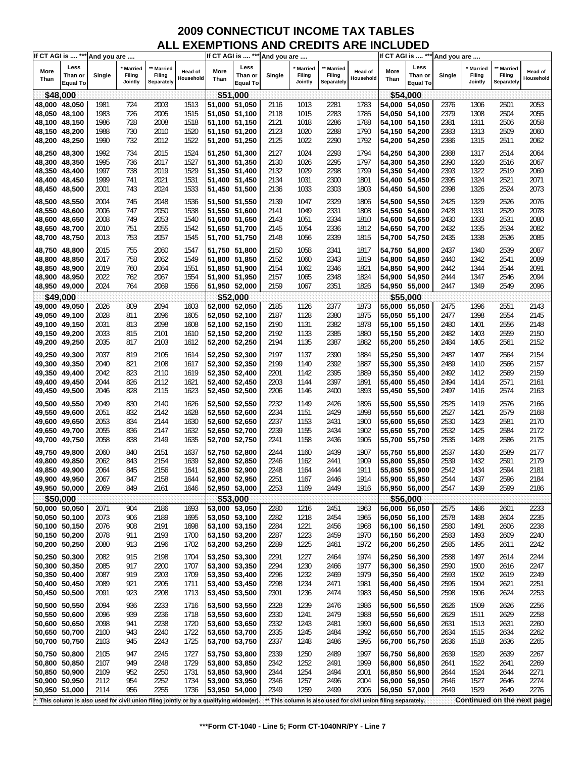# 2009 CONNECTICUT INCOME TAX TABLES
## ALL EXEMPTIONS AND CREDITS ARE INCLUDED

| If CT AGI is .... *** | | And you are .... | | | |
|---|---|---|---|---|---|
| More Than | Less Than or Equal To | Single | * Married Filing Jointly | ** Married Filing Separately | Head of Household |
| **$48,000** | | | | | |
| 48,000 | 48,050 | 1981 | 724 | 2003 | 1513 |
| 48,050 | 48,100 | 1983 | 726 | 2005 | 1515 |
| 48,100 | 48,150 | 1986 | 728 | 2008 | 1518 |
| 48,150 | 48,200 | 1988 | 730 | 2010 | 1520 |
| 48,200 | 48,250 | 1990 | 732 | 2012 | 1522 |
| 48,250 | 48,300 | 1992 | 734 | 2015 | 1524 |
| 48,300 | 48,350 | 1995 | 736 | 2017 | 1527 |
| 48,350 | 48,400 | 1997 | 738 | 2019 | 1529 |
| 48,400 | 48,450 | 1999 | 741 | 2021 | 1531 |
| 48,450 | 48,500 | 2001 | 743 | 2024 | 1533 |
| 48,500 | 48,550 | 2004 | 745 | 2048 | 1536 |
| 48,550 | 48,600 | 2006 | 747 | 2050 | 1538 |
| 48,600 | 48,650 | 2008 | 749 | 2053 | 1540 |
| 48,650 | 48,700 | 2010 | 751 | 2055 | 1542 |
| 48,700 | 48,750 | 2013 | 753 | 2057 | 1545 |
| 48,750 | 48,800 | 2015 | 755 | 2060 | 1547 |
| 48,800 | 48,850 | 2017 | 758 | 2062 | 1549 |
| 48,850 | 48,900 | 2019 | 760 | 2064 | 1551 |
| 48,900 | 48,950 | 2022 | 762 | 2067 | 1554 |
| 48,950 | 49,000 | 2024 | 764 | 2069 | 1556 |
| **$49,000** | | | | | |
| 49,000 | 49,050 | 2026 | 809 | 2094 | 1603 |
| 49,050 | 49,100 | 2028 | 811 | 2096 | 1605 |
| 49,100 | 49,150 | 2031 | 813 | 2098 | 1608 |
| 49,150 | 49,200 | 2033 | 815 | 2101 | 1610 |
| 49,200 | 49,250 | 2035 | 817 | 2103 | 1612 |
| 49,250 | 49,300 | 2037 | 819 | 2105 | 1614 |
| 49,300 | 49,350 | 2040 | 821 | 2108 | 1617 |
| 49,350 | 49,400 | 2042 | 823 | 2110 | 1619 |
| 49,400 | 49,450 | 2044 | 826 | 2112 | 1621 |
| 49,450 | 49,500 | 2046 | 828 | 2115 | 1623 |
| 49,500 | 49,550 | 2049 | 830 | 2140 | 1626 |
| 49,550 | 49,600 | 2051 | 832 | 2142 | 1628 |
| 49,600 | 49,650 | 2053 | 834 | 2144 | 1630 |
| 49,650 | 49,700 | 2055 | 836 | 2147 | 1632 |
| 49,700 | 49,750 | 2058 | 838 | 2149 | 1635 |
| 49,750 | 49,800 | 2060 | 840 | 2151 | 1637 |
| 49,800 | 49,850 | 2062 | 843 | 2154 | 1639 |
| 49,850 | 49,900 | 2064 | 845 | 2156 | 1641 |
| 49,900 | 49,950 | 2067 | 847 | 2158 | 1644 |
| 49,950 | 50,000 | 2069 | 849 | 2161 | 1646 |
| **$50,000** | | | | | |
| 50,000 | 50,050 | 2071 | 904 | 2186 | 1693 |
| 50,050 | 50,100 | 2073 | 906 | 2189 | 1695 |
| 50,100 | 50,150 | 2076 | 908 | 2191 | 1698 |
| 50,150 | 50,200 | 2078 | 911 | 2193 | 1700 |
| 50,200 | 50,250 | 2080 | 913 | 2196 | 1702 |
| 50,250 | 50,300 | 2082 | 915 | 2198 | 1704 |
| 50,300 | 50,350 | 2085 | 917 | 2200 | 1707 |
| 50,350 | 50,400 | 2087 | 919 | 2203 | 1709 |
| 50,400 | 50,450 | 2089 | 921 | 2205 | 1711 |
| 50,450 | 50,500 | 2091 | 923 | 2208 | 1713 |
| 50,500 | 50,550 | 2094 | 936 | 2233 | 1716 |
| 50,550 | 50,600 | 2096 | 939 | 2236 | 1718 |
| 50,600 | 50,650 | 2098 | 941 | 2238 | 1720 |
| 50,650 | 50,700 | 2100 | 943 | 2240 | 1722 |
| 50,700 | 50,750 | 2103 | 945 | 2243 | 1725 |
| 50,750 | 50,800 | 2105 | 947 | 2245 | 1727 |
| 50,800 | 50,850 | 2107 | 949 | 2248 | 1729 |
| 50,850 | 50,900 | 2109 | 952 | 2250 | 1731 |
| 50,900 | 50,950 | 2112 | 954 | 2252 | 1734 |
| 50,950 | 51,000 | 2114 | 956 | 2255 | 1736 |
| **$51,000** | | | | | |
| 51,000 | 51,050 | 2116 | 1013 | 2281 | 1783 |
| 51,050 | 51,100 | 2118 | 1015 | 2283 | 1785 |
| 51,100 | 51,150 | 2121 | 1018 | 2286 | 1788 |
| 51,150 | 51,200 | 2123 | 1020 | 2288 | 1790 |
| 51,200 | 51,250 | 2125 | 1022 | 2290 | 1792 |
| 51,250 | 51,300 | 2127 | 1024 | 2293 | 1794 |
| 51,300 | 51,350 | 2130 | 1026 | 2295 | 1797 |
| 51,350 | 51,400 | 2132 | 1029 | 2298 | 1799 |
| 51,400 | 51,450 | 2134 | 1031 | 2300 | 1801 |
| 51,450 | 51,500 | 2136 | 1033 | 2303 | 1803 |
| 51,500 | 51,550 | 2139 | 1047 | 2329 | 1806 |
| 51,550 | 51,600 | 2141 | 1049 | 2331 | 1808 |
| 51,600 | 51,650 | 2143 | 1051 | 2334 | 1810 |
| 51,650 | 51,700 | 2145 | 1054 | 2336 | 1812 |
| 51,700 | 51,750 | 2148 | 1056 | 2339 | 1815 |
| 51,750 | 51,800 | 2150 | 1058 | 2341 | 1817 |
| 51,800 | 51,850 | 2152 | 1060 | 2343 | 1819 |
| 51,850 | 51,900 | 2154 | 1062 | 2346 | 1821 |
| 51,900 | 51,950 | 2157 | 1065 | 2348 | 1824 |
| 51,950 | 52,000 | 2159 | 1067 | 2351 | 1826 |
| **$52,000** | | | | | |
| 52,000 | 52,050 | 2185 | 1126 | 2377 | 1873 |
| 52,050 | 52,100 | 2187 | 1128 | 2380 | 1875 |
| 52,100 | 52,150 | 2190 | 1131 | 2382 | 1878 |
| 52,150 | 52,200 | 2192 | 1133 | 2385 | 1880 |
| 52,200 | 52,250 | 2194 | 1135 | 2387 | 1882 |
| 52,250 | 52,300 | 2197 | 1137 | 2390 | 1884 |
| 52,300 | 52,350 | 2199 | 1140 | 2392 | 1887 |
| 52,350 | 52,400 | 2201 | 1142 | 2395 | 1889 |
| 52,400 | 52,450 | 2203 | 1144 | 2397 | 1891 |
| 52,450 | 52,500 | 2206 | 1146 | 2400 | 1893 |
| 52,500 | 52,550 | 2232 | 1149 | 2426 | 1896 |
| 52,550 | 52,600 | 2234 | 1151 | 2429 | 1898 |
| 52,600 | 52,650 | 2237 | 1153 | 2431 | 1900 |
| 52,650 | 52,700 | 2239 | 1155 | 2434 | 1902 |
| 52,700 | 52,750 | 2241 | 1158 | 2436 | 1905 |
| 52,750 | 52,800 | 2244 | 1160 | 2439 | 1907 |
| 52,800 | 52,850 | 2246 | 1162 | 2441 | 1909 |
| 52,850 | 52,900 | 2248 | 1164 | 2444 | 1911 |
| 52,900 | 52,950 | 2251 | 1167 | 2446 | 1914 |
| 52,950 | 53,000 | 2253 | 1169 | 2449 | 1916 |
| **$53,000** | | | | | |
| 53,000 | 53,050 | 2280 | 1216 | 2451 | 1963 |
| 53,050 | 53,100 | 2282 | 1218 | 2454 | 1965 |
| 53,100 | 53,150 | 2284 | 1221 | 2456 | 1968 |
| 53,150 | 53,200 | 2287 | 1223 | 2459 | 1970 |
| 53,200 | 53,250 | 2289 | 1225 | 2461 | 1972 |
| 53,250 | 53,300 | 2291 | 1227 | 2464 | 1974 |
| 53,300 | 53,350 | 2294 | 1230 | 2466 | 1977 |
| 53,350 | 53,400 | 2296 | 1232 | 2469 | 1979 |
| 53,400 | 53,450 | 2298 | 1234 | 2471 | 1981 |
| 53,450 | 53,500 | 2301 | 1236 | 2474 | 1983 |
| 53,500 | 53,550 | 2328 | 1239 | 2476 | 1986 |
| 53,550 | 53,600 | 2330 | 1241 | 2479 | 1988 |
| 53,600 | 53,650 | 2332 | 1243 | 2481 | 1990 |
| 53,650 | 53,700 | 2335 | 1245 | 2484 | 1992 |
| 53,700 | 53,750 | 2337 | 1248 | 2486 | 1995 |
| 53,750 | 53,800 | 2339 | 1250 | 2489 | 1997 |
| 53,800 | 53,850 | 2342 | 1252 | 2491 | 1999 |
| 53,850 | 53,900 | 2344 | 1254 | 2494 | 2001 |
| 53,900 | 53,950 | 2346 | 1257 | 2496 | 2004 |
| 53,950 | 54,000 | 2349 | 1259 | 2499 | 2006 |
| **$54,000** | | | | | |
| 54,000 | 54,050 | 2376 | 1306 | 2501 | 2053 |
| 54,050 | 54,100 | 2379 | 1308 | 2504 | 2055 |
| 54,100 | 54,150 | 2381 | 1311 | 2506 | 2058 |
| 54,150 | 54,200 | 2383 | 1313 | 2509 | 2060 |
| 54,200 | 54,250 | 2386 | 1315 | 2511 | 2062 |
| 54,250 | 54,300 | 2388 | 1317 | 2514 | 2064 |
| 54,300 | 54,350 | 2390 | 1320 | 2516 | 2067 |
| 54,350 | 54,400 | 2393 | 1322 | 2519 | 2069 |
| 54,400 | 54,450 | 2395 | 1324 | 2521 | 2071 |
| 54,450 | 54,500 | 2398 | 1326 | 2524 | 2073 |
| 54,500 | 54,550 | 2425 | 1329 | 2526 | 2076 |
| 54,550 | 54,600 | 2428 | 1331 | 2529 | 2078 |
| 54,600 | 54,650 | 2430 | 1333 | 2531 | 2080 |
| 54,650 | 54,700 | 2432 | 1335 | 2534 | 2082 |
| 54,700 | 54,750 | 2435 | 1338 | 2536 | 2085 |
| 54,750 | 54,800 | 2437 | 1340 | 2539 | 2087 |
| 54,800 | 54,850 | 2440 | 1342 | 2541 | 2089 |
| 54,850 | 54,900 | 2442 | 1344 | 2544 | 2091 |
| 54,900 | 54,950 | 2444 | 1347 | 2546 | 2094 |
| 54,950 | 55,000 | 2447 | 1349 | 2549 | 2096 |
| **$55,000** | | | | | |
| 55,000 | 55,050 | 2475 | 1396 | 2551 | 2143 |
| 55,050 | 55,100 | 2477 | 1398 | 2554 | 2145 |
| 55,100 | 55,150 | 2480 | 1401 | 2556 | 2148 |
| 55,150 | 55,200 | 2482 | 1403 | 2559 | 2150 |
| 55,200 | 55,250 | 2484 | 1405 | 2561 | 2152 |
| 55,250 | 55,300 | 2487 | 1407 | 2564 | 2154 |
| 55,300 | 55,350 | 2489 | 1410 | 2566 | 2157 |
| 55,350 | 55,400 | 2492 | 1412 | 2569 | 2159 |
| 55,400 | 55,450 | 2494 | 1414 | 2571 | 2161 |
| 55,450 | 55,500 | 2497 | 1416 | 2574 | 2163 |
| 55,500 | 55,550 | 2525 | 1419 | 2576 | 2166 |
| 55,550 | 55,600 | 2527 | 1421 | 2579 | 2168 |
| 55,600 | 55,650 | 2530 | 1423 | 2581 | 2170 |
| 55,650 | 55,700 | 2532 | 1425 | 2584 | 2172 |
| 55,700 | 55,750 | 2535 | 1428 | 2586 | 2175 |
| 55,750 | 55,800 | 2537 | 1430 | 2589 | 2177 |
| 55,800 | 55,850 | 2539 | 1432 | 2591 | 2179 |
| 55,850 | 55,900 | 2542 | 1434 | 2594 | 2181 |
| 55,900 | 55,950 | 2544 | 1437 | 2596 | 2184 |
| 55,950 | 56,000 | 2547 | 1439 | 2599 | 2186 |
| **$56,000** | | | | | |
| 56,000 | 56,050 | 2575 | 1486 | 2601 | 2233 |
| 56,050 | 56,100 | 2578 | 1488 | 2604 | 2235 |
| 56,100 | 56,150 | 2580 | 1491 | 2606 | 2238 |
| 56,150 | 56,200 | 2583 | 1493 | 2609 | 2240 |
| 56,200 | 56,250 | 2585 | 1495 | 2611 | 2242 |
| 56,250 | 56,300 | 2588 | 1497 | 2614 | 2244 |
| 56,300 | 56,350 | 2590 | 1500 | 2616 | 2247 |
| 56,350 | 56,400 | 2593 | 1502 | 2619 | 2249 |
| 56,400 | 56,450 | 2595 | 1504 | 2621 | 2251 |
| 56,450 | 56,500 | 2598 | 1506 | 2624 | 2253 |
| 56,500 | 56,550 | 2626 | 1509 | 2626 | 2256 |
| 56,550 | 56,600 | 2629 | 1511 | 2629 | 2258 |
| 56,600 | 56,650 | 2631 | 1513 | 2631 | 2260 |
| 56,650 | 56,700 | 2634 | 1515 | 2634 | 2262 |
| 56,700 | 56,750 | 2636 | 1518 | 2636 | 2265 |
| 56,750 | 56,800 | 2639 | 1520 | 2639 | 2267 |
| 56,800 | 56,850 | 2641 | 1522 | 2641 | 2269 |
| 56,850 | 56,900 | 2644 | 1524 | 2644 | 2271 |
| 56,900 | 56,950 | 2646 | 1527 | 2646 | 2274 |
| 56,950 | 57,000 | 2649 | 1529 | 2649 | 2276 |

* This column is also used for civil union filing jointly or by a qualifying widow(er). ** This column is also used for civil union filing separately.

**Continued on the next page**

***Form CT-1040 - Line 5; Form CT-1040NR/PY - Line 7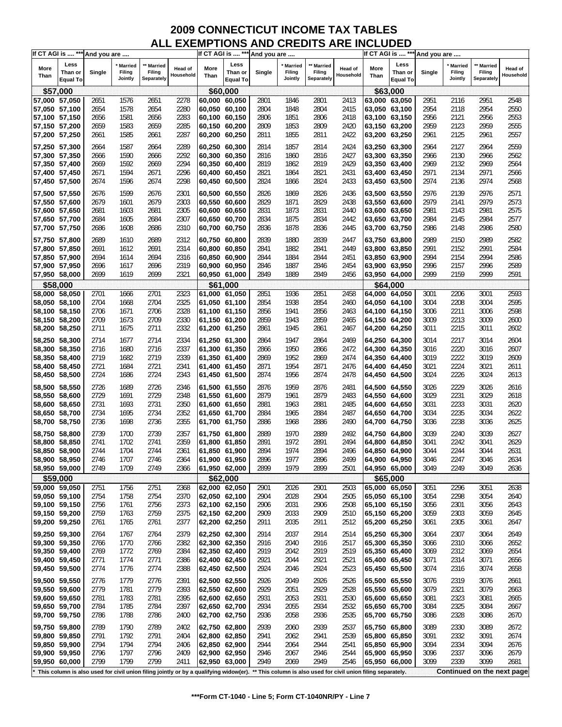# 2009 CONNECTICUT INCOME TAX TABLES
## ALL EXEMPTIONS AND CREDITS ARE INCLUDED

| If CT AGI is .... *** | | And you are .... | | | |
|---|---|---|---|---|---|
| More Than | Less Than or Equal To | Single | * Married Filing Jointly | ** Married Filing Separately | Head of Household |
| **$57,000** | | | | | |
| 57,000 | 57,050 | 2651 | 1576 | 2651 | 2278 |
| 57,050 | 57,100 | 2654 | 1578 | 2654 | 2280 |
| 57,100 | 57,150 | 2656 | 1581 | 2656 | 2283 |
| 57,150 | 57,200 | 2659 | 1583 | 2659 | 2285 |
| 57,200 | 57,250 | 2661 | 1585 | 2661 | 2287 |
| 57,250 | 57,300 | 2664 | 1587 | 2664 | 2289 |
| 57,300 | 57,350 | 2666 | 1590 | 2666 | 2292 |
| 57,350 | 57,400 | 2669 | 1592 | 2669 | 2294 |
| 57,400 | 57,450 | 2671 | 1594 | 2671 | 2296 |
| 57,450 | 57,500 | 2674 | 1596 | 2674 | 2298 |
| 57,500 | 57,550 | 2676 | 1599 | 2676 | 2301 |
| 57,550 | 57,600 | 2679 | 1601 | 2679 | 2303 |
| 57,600 | 57,650 | 2681 | 1603 | 2681 | 2305 |
| 57,650 | 57,700 | 2684 | 1605 | 2684 | 2307 |
| 57,700 | 57,750 | 2686 | 1608 | 2686 | 2310 |
| 57,750 | 57,800 | 2689 | 1610 | 2689 | 2312 |
| 57,800 | 57,850 | 2691 | 1612 | 2691 | 2314 |
| 57,850 | 57,900 | 2694 | 1614 | 2694 | 2316 |
| 57,900 | 57,950 | 2696 | 1617 | 2696 | 2319 |
| 57,950 | 58,000 | 2699 | 1619 | 2699 | 2321 |
| **$58,000** | | | | | |
| 58,000 | 58,050 | 2701 | 1666 | 2701 | 2323 |
| 58,050 | 58,100 | 2704 | 1668 | 2704 | 2325 |
| 58,100 | 58,150 | 2706 | 1671 | 2706 | 2328 |
| 58,150 | 58,200 | 2709 | 1673 | 2709 | 2330 |
| 58,200 | 58,250 | 2711 | 1675 | 2711 | 2332 |
| 58,250 | 58,300 | 2714 | 1677 | 2714 | 2334 |
| 58,300 | 58,350 | 2716 | 1680 | 2716 | 2337 |
| 58,350 | 58,400 | 2719 | 1682 | 2719 | 2339 |
| 58,400 | 58,450 | 2721 | 1684 | 2721 | 2341 |
| 58,450 | 58,500 | 2724 | 1686 | 2724 | 2343 |
| 58,500 | 58,550 | 2726 | 1689 | 2726 | 2346 |
| 58,550 | 58,600 | 2729 | 1691 | 2729 | 2348 |
| 58,600 | 58,650 | 2731 | 1693 | 2731 | 2350 |
| 58,650 | 58,700 | 2734 | 1695 | 2734 | 2352 |
| 58,700 | 58,750 | 2736 | 1698 | 2736 | 2355 |
| 58,750 | 58,800 | 2739 | 1700 | 2739 | 2357 |
| 58,800 | 58,850 | 2741 | 1702 | 2741 | 2359 |
| 58,850 | 58,900 | 2744 | 1704 | 2744 | 2361 |
| 58,900 | 58,950 | 2746 | 1707 | 2746 | 2364 |
| 58,950 | 59,000 | 2749 | 1709 | 2749 | 2366 |
| **$59,000** | | | | | |
| 59,000 | 59,050 | 2751 | 1756 | 2751 | 2368 |
| 59,050 | 59,100 | 2754 | 1758 | 2754 | 2370 |
| 59,100 | 59,150 | 2756 | 1761 | 2756 | 2373 |
| 59,150 | 59,200 | 2759 | 1763 | 2759 | 2375 |
| 59,200 | 59,250 | 2761 | 1765 | 2761 | 2377 |
| 59,250 | 59,300 | 2764 | 1767 | 2764 | 2379 |
| 59,300 | 59,350 | 2766 | 1770 | 2766 | 2382 |
| 59,350 | 59,400 | 2769 | 1772 | 2769 | 2384 |
| 59,400 | 59,450 | 2771 | 1774 | 2771 | 2386 |
| 59,450 | 59,500 | 2774 | 1776 | 2774 | 2388 |
| 59,500 | 59,550 | 2776 | 1779 | 2776 | 2391 |
| 59,550 | 59,600 | 2779 | 1781 | 2779 | 2393 |
| 59,600 | 59,650 | 2781 | 1783 | 2781 | 2395 |
| 59,650 | 59,700 | 2784 | 1785 | 2784 | 2397 |
| 59,700 | 59,750 | 2786 | 1788 | 2786 | 2400 |
| 59,750 | 59,800 | 2789 | 1790 | 2789 | 2402 |
| 59,800 | 59,850 | 2791 | 1792 | 2791 | 2404 |
| 59,850 | 59,900 | 2794 | 1794 | 2794 | 2406 |
| 59,900 | 59,950 | 2796 | 1797 | 2796 | 2409 |
| 59,950 | 60,000 | 2799 | 1799 | 2799 | 2411 |
| **$60,000** | | | | | |
| 60,000 | 60,050 | 2801 | 1846 | 2801 | 2413 |
| 60,050 | 60,100 | 2804 | 1848 | 2804 | 2415 |
| 60,100 | 60,150 | 2806 | 1851 | 2806 | 2418 |
| 60,150 | 60,200 | 2809 | 1853 | 2809 | 2420 |
| 60,200 | 60,250 | 2811 | 1855 | 2811 | 2422 |
| 60,250 | 60,300 | 2814 | 1857 | 2814 | 2424 |
| 60,300 | 60,350 | 2816 | 1860 | 2816 | 2427 |
| 60,350 | 60,400 | 2819 | 1862 | 2819 | 2429 |
| 60,400 | 60,450 | 2821 | 1864 | 2821 | 2431 |
| 60,450 | 60,500 | 2824 | 1866 | 2824 | 2433 |
| 60,500 | 60,550 | 2826 | 1869 | 2826 | 2436 |
| 60,550 | 60,600 | 2829 | 1871 | 2829 | 2438 |
| 60,600 | 60,650 | 2831 | 1873 | 2831 | 2440 |
| 60,650 | 60,700 | 2834 | 1875 | 2834 | 2442 |
| 60,700 | 60,750 | 2836 | 1878 | 2836 | 2445 |
| 60,750 | 60,800 | 2839 | 1880 | 2839 | 2447 |
| 60,800 | 60,850 | 2841 | 1882 | 2841 | 2449 |
| 60,850 | 60,900 | 2844 | 1884 | 2844 | 2451 |
| 60,900 | 60,950 | 2846 | 1887 | 2846 | 2454 |
| 60,950 | 61,000 | 2849 | 1889 | 2849 | 2456 |
| **$61,000** | | | | | |
| 61,000 | 61,050 | 2851 | 1936 | 2851 | 2458 |
| 61,050 | 61,100 | 2854 | 1938 | 2854 | 2460 |
| 61,100 | 61,150 | 2856 | 1941 | 2856 | 2463 |
| 61,150 | 61,200 | 2859 | 1943 | 2859 | 2465 |
| 61,200 | 61,250 | 2861 | 1945 | 2861 | 2467 |
| 61,250 | 61,300 | 2864 | 1947 | 2864 | 2469 |
| 61,300 | 61,350 | 2866 | 1950 | 2866 | 2472 |
| 61,350 | 61,400 | 2869 | 1952 | 2869 | 2474 |
| 61,400 | 61,450 | 2871 | 1954 | 2871 | 2476 |
| 61,450 | 61,500 | 2874 | 1956 | 2874 | 2478 |
| 61,500 | 61,550 | 2876 | 1959 | 2876 | 2481 |
| 61,550 | 61,600 | 2879 | 1961 | 2879 | 2483 |
| 61,600 | 61,650 | 2881 | 1963 | 2881 | 2485 |
| 61,650 | 61,700 | 2884 | 1965 | 2884 | 2487 |
| 61,700 | 61,750 | 2886 | 1968 | 2886 | 2490 |
| 61,750 | 61,800 | 2889 | 1970 | 2889 | 2492 |
| 61,800 | 61,850 | 2891 | 1972 | 2891 | 2494 |
| 61,850 | 61,900 | 2894 | 1974 | 2894 | 2496 |
| 61,900 | 61,950 | 2896 | 1977 | 2896 | 2499 |
| 61,950 | 62,000 | 2899 | 1979 | 2899 | 2501 |
| **$62,000** | | | | | |
| 62,000 | 62,050 | 2901 | 2026 | 2901 | 2503 |
| 62,050 | 62,100 | 2904 | 2028 | 2904 | 2505 |
| 62,100 | 62,150 | 2906 | 2031 | 2906 | 2508 |
| 62,150 | 62,200 | 2909 | 2033 | 2909 | 2510 |
| 62,200 | 62,250 | 2911 | 2035 | 2911 | 2512 |
| 62,250 | 62,300 | 2914 | 2037 | 2914 | 2514 |
| 62,300 | 62,350 | 2916 | 2040 | 2916 | 2517 |
| 62,350 | 62,400 | 2919 | 2042 | 2919 | 2519 |
| 62,400 | 62,450 | 2921 | 2044 | 2921 | 2521 |
| 62,450 | 62,500 | 2924 | 2046 | 2924 | 2523 |
| 62,500 | 62,550 | 2926 | 2049 | 2926 | 2526 |
| 62,550 | 62,600 | 2929 | 2051 | 2929 | 2528 |
| 62,600 | 62,650 | 2931 | 2053 | 2931 | 2530 |
| 62,650 | 62,700 | 2934 | 2055 | 2934 | 2532 |
| 62,700 | 62,750 | 2936 | 2058 | 2936 | 2535 |
| 62,750 | 62,800 | 2939 | 2060 | 2939 | 2537 |
| 62,800 | 62,850 | 2941 | 2062 | 2941 | 2539 |
| 62,850 | 62,900 | 2944 | 2064 | 2944 | 2541 |
| 62,900 | 62,950 | 2946 | 2067 | 2946 | 2544 |
| 62,950 | 63,000 | 2949 | 2069 | 2949 | 2546 |
| **$63,000** | | | | | |
| 63,000 | 63,050 | 2951 | 2116 | 2951 | 2548 |
| 63,050 | 63,100 | 2954 | 2118 | 2954 | 2550 |
| 63,100 | 63,150 | 2956 | 2121 | 2956 | 2553 |
| 63,150 | 63,200 | 2959 | 2123 | 2959 | 2555 |
| 63,200 | 63,250 | 2961 | 2125 | 2961 | 2557 |
| 63,250 | 63,300 | 2964 | 2127 | 2964 | 2559 |
| 63,300 | 63,350 | 2966 | 2130 | 2966 | 2562 |
| 63,350 | 63,400 | 2969 | 2132 | 2969 | 2564 |
| 63,400 | 63,450 | 2971 | 2134 | 2971 | 2566 |
| 63,450 | 63,500 | 2974 | 2136 | 2974 | 2568 |
| 63,500 | 63,550 | 2976 | 2139 | 2976 | 2571 |
| 63,550 | 63,600 | 2979 | 2141 | 2979 | 2573 |
| 63,600 | 63,650 | 2981 | 2143 | 2981 | 2575 |
| 63,650 | 63,700 | 2984 | 2145 | 2984 | 2577 |
| 63,700 | 63,750 | 2986 | 2148 | 2986 | 2580 |
| 63,750 | 63,800 | 2989 | 2150 | 2989 | 2582 |
| 63,800 | 63,850 | 2991 | 2152 | 2991 | 2584 |
| 63,850 | 63,900 | 2994 | 2154 | 2994 | 2586 |
| 63,900 | 63,950 | 2996 | 2157 | 2996 | 2589 |
| 63,950 | 64,000 | 2999 | 2159 | 2999 | 2591 |
| **$64,000** | | | | | |
| 64,000 | 64,050 | 3001 | 2206 | 3001 | 2593 |
| 64,050 | 64,100 | 3004 | 2208 | 3004 | 2595 |
| 64,100 | 64,150 | 3006 | 2211 | 3006 | 2598 |
| 64,150 | 64,200 | 3009 | 2213 | 3009 | 2600 |
| 64,200 | 64,250 | 3011 | 2215 | 3011 | 2602 |
| 64,250 | 64,300 | 3014 | 2217 | 3014 | 2604 |
| 64,300 | 64,350 | 3016 | 2220 | 3016 | 2607 |
| 64,350 | 64,400 | 3019 | 2222 | 3019 | 2609 |
| 64,400 | 64,450 | 3021 | 2224 | 3021 | 2611 |
| 64,450 | 64,500 | 3024 | 2226 | 3024 | 2613 |
| 64,500 | 64,550 | 3026 | 2229 | 3026 | 2616 |
| 64,550 | 64,600 | 3029 | 2231 | 3029 | 2618 |
| 64,600 | 64,650 | 3031 | 2233 | 3031 | 2620 |
| 64,650 | 64,700 | 3034 | 2235 | 3034 | 2622 |
| 64,700 | 64,750 | 3036 | 2238 | 3036 | 2625 |
| 64,750 | 64,800 | 3039 | 2240 | 3039 | 2627 |
| 64,800 | 64,850 | 3041 | 2242 | 3041 | 2629 |
| 64,850 | 64,900 | 3044 | 2244 | 3044 | 2631 |
| 64,900 | 64,950 | 3046 | 2247 | 3046 | 2634 |
| 64,950 | 65,000 | 3049 | 2249 | 3049 | 2636 |
| **$65,000** | | | | | |
| 65,000 | 65,050 | 3051 | 2296 | 3051 | 2638 |
| 65,050 | 65,100 | 3054 | 2298 | 3054 | 2640 |
| 65,100 | 65,150 | 3056 | 2301 | 3056 | 2643 |
| 65,150 | 65,200 | 3059 | 2303 | 3059 | 2645 |
| 65,200 | 65,250 | 3061 | 2305 | 3061 | 2647 |
| 65,250 | 65,300 | 3064 | 2307 | 3064 | 2649 |
| 65,300 | 65,350 | 3066 | 2310 | 3066 | 2652 |
| 65,350 | 65,400 | 3069 | 2312 | 3069 | 2654 |
| 65,400 | 65,450 | 3071 | 2314 | 3071 | 2656 |
| 65,450 | 65,500 | 3074 | 2316 | 3074 | 2658 |
| 65,500 | 65,550 | 3076 | 2319 | 3076 | 2661 |
| 65,550 | 65,600 | 3079 | 2321 | 3079 | 2663 |
| 65,600 | 65,650 | 3081 | 2323 | 3081 | 2665 |
| 65,650 | 65,700 | 3084 | 2325 | 3084 | 2667 |
| 65,700 | 65,750 | 3086 | 2328 | 3086 | 2670 |
| 65,750 | 65,800 | 3089 | 2330 | 3089 | 2672 |
| 65,800 | 65,850 | 3091 | 2332 | 3091 | 2674 |
| 65,850 | 65,900 | 3094 | 2334 | 3094 | 2676 |
| 65,900 | 65,950 | 3096 | 2337 | 3096 | 2679 |
| 65,950 | 66,000 | 3099 | 2339 | 3099 | 2681 |

* This column is also used for civil union filing jointly or by a qualifying widow(er). ** This column is also used for civil union filing separately.

Continued on the next page

***Form CT-1040 - Line 5; Form CT-1040NR/PY - Line 7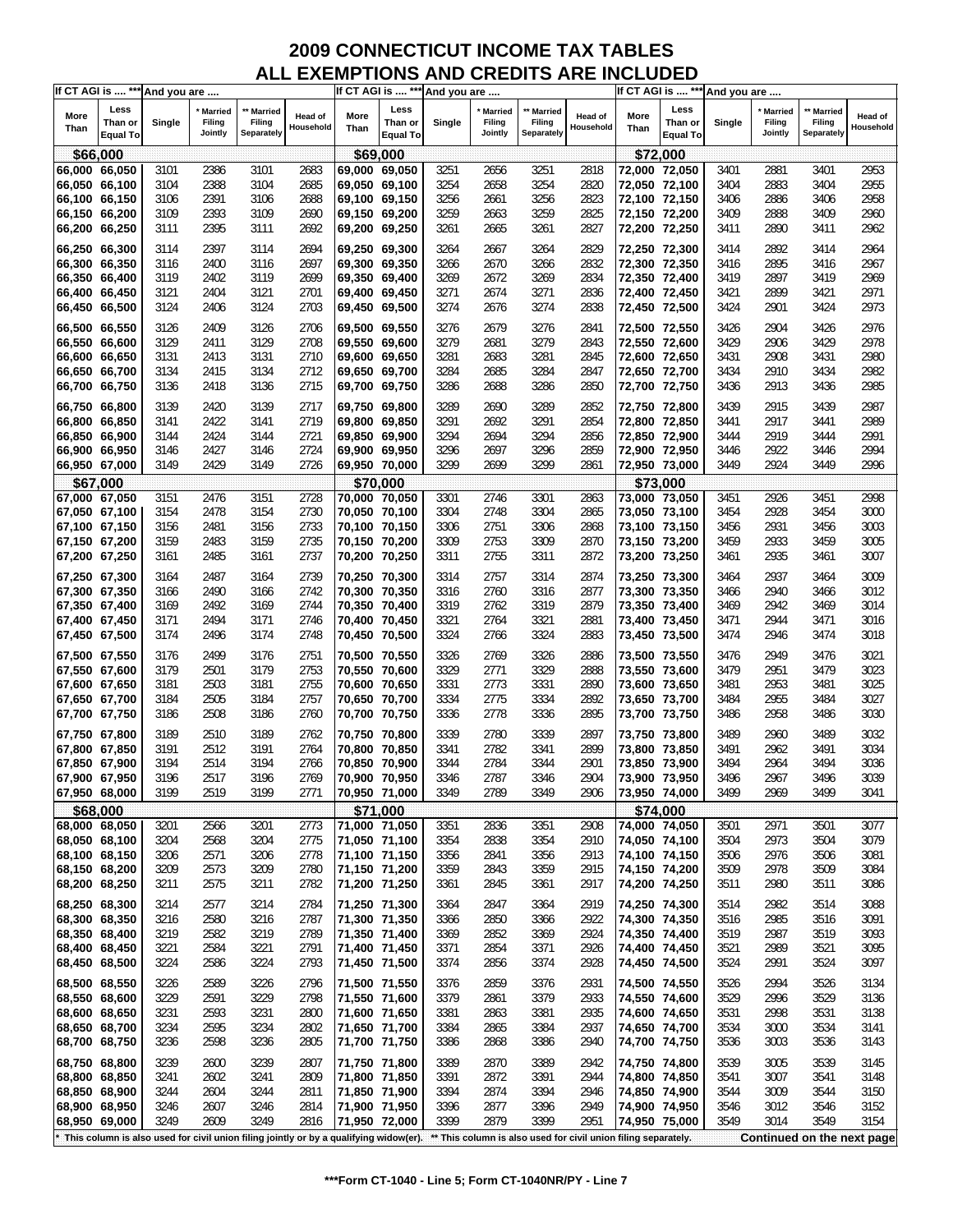# 2009 CONNECTICUT INCOME TAX TABLES
## ALL EXEMPTIONS AND CREDITS ARE INCLUDED

| If CT AGI is .... *** | | And you are .... | | | | If CT AGI is .... *** | | And you are .... | | | | If CT AGI is .... *** | | And you are .... | | | |
|---|---|---|---|---|---|---|---|---|---|---|---|---|---|---|---|---|---|
| More Than | Less Than or Equal To | Single | * Married Filing Jointly | ** Married Filing Separately | Head of Household | More Than | Less Than or Equal To | Single | * Married Filing Jointly | ** Married Filing Separately | Head of Household | More Than | Less Than or Equal To | Single | * Married Filing Jointly | ** Married Filing Separately | Head of Household |
| **$66,000** | | | | | | **$69,000** | | | | | | **$72,000** | | | | | |
| 66,000 | 66,050 | 3101 | 2386 | 3101 | 2683 | 69,000 | 69,050 | 3251 | 2656 | 3251 | 2818 | 72,000 | 72,050 | 3401 | 2881 | 3401 | 2953 |
| 66,050 | 66,100 | 3104 | 2388 | 3104 | 2685 | 69,050 | 69,100 | 3254 | 2658 | 3254 | 2820 | 72,050 | 72,100 | 3404 | 2883 | 3404 | 2955 |
| 66,100 | 66,150 | 3106 | 2391 | 3106 | 2688 | 69,100 | 69,150 | 3256 | 2661 | 3256 | 2823 | 72,100 | 72,150 | 3406 | 2886 | 3406 | 2958 |
| 66,150 | 66,200 | 3109 | 2393 | 3109 | 2690 | 69,150 | 69,200 | 3259 | 2663 | 3259 | 2825 | 72,150 | 72,200 | 3409 | 2888 | 3409 | 2960 |
| 66,200 | 66,250 | 3111 | 2395 | 3111 | 2692 | 69,200 | 69,250 | 3261 | 2665 | 3261 | 2827 | 72,200 | 72,250 | 3411 | 2890 | 3411 | 2962 |
| 66,250 | 66,300 | 3114 | 2397 | 3114 | 2694 | 69,250 | 69,300 | 3264 | 2667 | 3264 | 2829 | 72,250 | 72,300 | 3414 | 2892 | 3414 | 2964 |
| 66,300 | 66,350 | 3116 | 2400 | 3116 | 2697 | 69,300 | 69,350 | 3266 | 2670 | 3266 | 2832 | 72,300 | 72,350 | 3416 | 2895 | 3416 | 2967 |
| 66,350 | 66,400 | 3119 | 2402 | 3119 | 2699 | 69,350 | 69,400 | 3269 | 2672 | 3269 | 2834 | 72,350 | 72,400 | 3419 | 2897 | 3419 | 2969 |
| 66,400 | 66,450 | 3121 | 2404 | 3121 | 2701 | 69,400 | 69,450 | 3271 | 2674 | 3271 | 2836 | 72,400 | 72,450 | 3421 | 2899 | 3421 | 2971 |
| 66,450 | 66,500 | 3124 | 2406 | 3124 | 2703 | 69,450 | 69,500 | 3274 | 2676 | 3274 | 2838 | 72,450 | 72,500 | 3424 | 2901 | 3424 | 2973 |
| 66,500 | 66,550 | 3126 | 2409 | 3126 | 2706 | 69,500 | 69,550 | 3276 | 2679 | 3276 | 2841 | 72,500 | 72,550 | 3426 | 2904 | 3426 | 2976 |
| 66,550 | 66,600 | 3129 | 2411 | 3129 | 2708 | 69,550 | 69,600 | 3279 | 2681 | 3279 | 2843 | 72,550 | 72,600 | 3429 | 2906 | 3429 | 2978 |
| 66,600 | 66,650 | 3131 | 2413 | 3131 | 2710 | 69,600 | 69,650 | 3281 | 2683 | 3281 | 2845 | 72,600 | 72,650 | 3431 | 2908 | 3431 | 2980 |
| 66,650 | 66,700 | 3134 | 2415 | 3134 | 2712 | 69,650 | 69,700 | 3284 | 2685 | 3284 | 2847 | 72,650 | 72,700 | 3434 | 2910 | 3434 | 2982 |
| 66,700 | 66,750 | 3136 | 2418 | 3136 | 2715 | 69,700 | 69,750 | 3286 | 2688 | 3286 | 2850 | 72,700 | 72,750 | 3436 | 2913 | 3436 | 2985 |
| 66,750 | 66,800 | 3139 | 2420 | 3139 | 2717 | 69,750 | 69,800 | 3289 | 2690 | 3289 | 2852 | 72,750 | 72,800 | 3439 | 2915 | 3439 | 2987 |
| 66,800 | 66,850 | 3141 | 2422 | 3141 | 2719 | 69,800 | 69,850 | 3291 | 2692 | 3291 | 2854 | 72,800 | 72,850 | 3441 | 2917 | 3441 | 2989 |
| 66,850 | 66,900 | 3144 | 2424 | 3144 | 2721 | 69,850 | 69,900 | 3294 | 2694 | 3294 | 2856 | 72,850 | 72,900 | 3444 | 2919 | 3444 | 2991 |
| 66,900 | 66,950 | 3146 | 2427 | 3146 | 2724 | 69,900 | 69,950 | 3296 | 2697 | 3296 | 2859 | 72,900 | 72,950 | 3446 | 2922 | 3446 | 2994 |
| 66,950 | 67,000 | 3149 | 2429 | 3149 | 2726 | 69,950 | 70,000 | 3299 | 2699 | 3299 | 2861 | 72,950 | 73,000 | 3449 | 2924 | 3449 | 2996 |
| **$67,000** | | | | | | **$70,000** | | | | | | **$73,000** | | | | | |
| 67,000 | 67,050 | 3151 | 2476 | 3151 | 2728 | 70,000 | 70,050 | 3301 | 2746 | 3301 | 2863 | 73,000 | 73,050 | 3451 | 2926 | 3451 | 2998 |
| 67,050 | 67,100 | 3154 | 2478 | 3154 | 2730 | 70,050 | 70,100 | 3304 | 2748 | 3304 | 2865 | 73,050 | 73,100 | 3454 | 2928 | 3454 | 3000 |
| 67,100 | 67,150 | 3156 | 2481 | 3156 | 2733 | 70,100 | 70,150 | 3306 | 2751 | 3306 | 2868 | 73,100 | 73,150 | 3456 | 2931 | 3456 | 3003 |
| 67,150 | 67,200 | 3159 | 2483 | 3159 | 2735 | 70,150 | 70,200 | 3309 | 2753 | 3309 | 2870 | 73,150 | 73,200 | 3459 | 2933 | 3459 | 3005 |
| 67,200 | 67,250 | 3161 | 2485 | 3161 | 2737 | 70,200 | 70,250 | 3311 | 2755 | 3311 | 2872 | 73,200 | 73,250 | 3461 | 2935 | 3461 | 3007 |
| 67,250 | 67,300 | 3164 | 2487 | 3164 | 2739 | 70,250 | 70,300 | 3314 | 2757 | 3314 | 2874 | 73,250 | 73,300 | 3464 | 2937 | 3464 | 3009 |
| 67,300 | 67,350 | 3166 | 2490 | 3166 | 2742 | 70,300 | 70,350 | 3316 | 2760 | 3316 | 2877 | 73,300 | 73,350 | 3466 | 2940 | 3466 | 3012 |
| 67,350 | 67,400 | 3169 | 2492 | 3169 | 2744 | 70,350 | 70,400 | 3319 | 2762 | 3319 | 2879 | 73,350 | 73,400 | 3469 | 2942 | 3469 | 3014 |
| 67,400 | 67,450 | 3171 | 2494 | 3171 | 2746 | 70,400 | 70,450 | 3321 | 2764 | 3321 | 2881 | 73,400 | 73,450 | 3471 | 2944 | 3471 | 3016 |
| 67,450 | 67,500 | 3174 | 2496 | 3174 | 2748 | 70,450 | 70,500 | 3324 | 2766 | 3324 | 2883 | 73,450 | 73,500 | 3474 | 2946 | 3474 | 3018 |
| 67,500 | 67,550 | 3176 | 2499 | 3176 | 2751 | 70,500 | 70,550 | 3326 | 2769 | 3326 | 2886 | 73,500 | 73,550 | 3476 | 2949 | 3476 | 3021 |
| 67,550 | 67,600 | 3179 | 2501 | 3179 | 2753 | 70,550 | 70,600 | 3329 | 2771 | 3329 | 2888 | 73,550 | 73,600 | 3479 | 2951 | 3479 | 3023 |
| 67,600 | 67,650 | 3181 | 2503 | 3181 | 2755 | 70,600 | 70,650 | 3331 | 2773 | 3331 | 2890 | 73,600 | 73,650 | 3481 | 2953 | 3481 | 3025 |
| 67,650 | 67,700 | 3184 | 2505 | 3184 | 2757 | 70,650 | 70,700 | 3334 | 2775 | 3334 | 2892 | 73,650 | 73,700 | 3484 | 2955 | 3484 | 3027 |
| 67,700 | 67,750 | 3186 | 2508 | 3186 | 2760 | 70,700 | 70,750 | 3336 | 2778 | 3336 | 2895 | 73,700 | 73,750 | 3486 | 2958 | 3486 | 3030 |
| 67,750 | 67,800 | 3189 | 2510 | 3189 | 2762 | 70,750 | 70,800 | 3339 | 2780 | 3339 | 2897 | 73,750 | 73,800 | 3489 | 2960 | 3489 | 3032 |
| 67,800 | 67,850 | 3191 | 2512 | 3191 | 2764 | 70,800 | 70,850 | 3341 | 2782 | 3341 | 2899 | 73,800 | 73,850 | 3491 | 2962 | 3491 | 3034 |
| 67,850 | 67,900 | 3194 | 2514 | 3194 | 2766 | 70,850 | 70,900 | 3344 | 2784 | 3344 | 2901 | 73,850 | 73,900 | 3494 | 2964 | 3494 | 3036 |
| 67,900 | 67,950 | 3196 | 2517 | 3196 | 2769 | 70,900 | 70,950 | 3346 | 2787 | 3346 | 2904 | 73,900 | 73,950 | 3496 | 2967 | 3496 | 3039 |
| 67,950 | 68,000 | 3199 | 2519 | 3199 | 2771 | 70,950 | 71,000 | 3349 | 2789 | 3349 | 2906 | 73,950 | 74,000 | 3499 | 2969 | 3499 | 3041 |
| **$68,000** | | | | | | **$71,000** | | | | | | **$74,000** | | | | | |
| 68,000 | 68,050 | 3201 | 2566 | 3201 | 2773 | 71,000 | 71,050 | 3351 | 2836 | 3351 | 2908 | 74,000 | 74,050 | 3501 | 2971 | 3501 | 3077 |
| 68,050 | 68,100 | 3204 | 2568 | 3204 | 2775 | 71,050 | 71,100 | 3354 | 2838 | 3354 | 2910 | 74,050 | 74,100 | 3504 | 2973 | 3504 | 3079 |
| 68,100 | 68,150 | 3206 | 2571 | 3206 | 2778 | 71,100 | 71,150 | 3356 | 2841 | 3356 | 2913 | 74,100 | 74,150 | 3506 | 2976 | 3506 | 3081 |
| 68,150 | 68,200 | 3209 | 2573 | 3209 | 2780 | 71,150 | 71,200 | 3359 | 2843 | 3359 | 2915 | 74,150 | 74,200 | 3509 | 2978 | 3509 | 3084 |
| 68,200 | 68,250 | 3211 | 2575 | 3211 | 2782 | 71,200 | 71,250 | 3361 | 2845 | 3361 | 2917 | 74,200 | 74,250 | 3511 | 2980 | 3511 | 3086 |
| 68,250 | 68,300 | 3214 | 2577 | 3214 | 2784 | 71,250 | 71,300 | 3364 | 2847 | 3364 | 2919 | 74,250 | 74,300 | 3514 | 2982 | 3514 | 3088 |
| 68,300 | 68,350 | 3216 | 2580 | 3216 | 2787 | 71,300 | 71,350 | 3366 | 2850 | 3366 | 2922 | 74,300 | 74,350 | 3516 | 2985 | 3516 | 3091 |
| 68,350 | 68,400 | 3219 | 2582 | 3219 | 2789 | 71,350 | 71,400 | 3369 | 2852 | 3369 | 2924 | 74,350 | 74,400 | 3519 | 2987 | 3519 | 3093 |
| 68,400 | 68,450 | 3221 | 2584 | 3221 | 2791 | 71,400 | 71,450 | 3371 | 2854 | 3371 | 2926 | 74,400 | 74,450 | 3521 | 2989 | 3521 | 3095 |
| 68,450 | 68,500 | 3224 | 2586 | 3224 | 2793 | 71,450 | 71,500 | 3374 | 2856 | 3374 | 2928 | 74,450 | 74,500 | 3524 | 2991 | 3524 | 3097 |
| 68,500 | 68,550 | 3226 | 2589 | 3226 | 2796 | 71,500 | 71,550 | 3376 | 2859 | 3376 | 2931 | 74,500 | 74,550 | 3526 | 2994 | 3526 | 3134 |
| 68,550 | 68,600 | 3229 | 2591 | 3229 | 2798 | 71,550 | 71,600 | 3379 | 2861 | 3379 | 2933 | 74,550 | 74,600 | 3529 | 2996 | 3529 | 3136 |
| 68,600 | 68,650 | 3231 | 2593 | 3231 | 2800 | 71,600 | 71,650 | 3381 | 2863 | 3381 | 2935 | 74,600 | 74,650 | 3531 | 2998 | 3531 | 3138 |
| 68,650 | 68,700 | 3234 | 2595 | 3234 | 2802 | 71,650 | 71,700 | 3384 | 2865 | 3384 | 2937 | 74,650 | 74,700 | 3534 | 3000 | 3534 | 3141 |
| 68,700 | 68,750 | 3236 | 2598 | 3236 | 2805 | 71,700 | 71,750 | 3386 | 2868 | 3386 | 2940 | 74,700 | 74,750 | 3536 | 3003 | 3536 | 3143 |
| 68,750 | 68,800 | 3239 | 2600 | 3239 | 2807 | 71,750 | 71,800 | 3389 | 2870 | 3389 | 2942 | 74,750 | 74,800 | 3539 | 3005 | 3539 | 3145 |
| 68,800 | 68,850 | 3241 | 2602 | 3241 | 2809 | 71,800 | 71,850 | 3391 | 2872 | 3391 | 2944 | 74,800 | 74,850 | 3541 | 3007 | 3541 | 3148 |
| 68,850 | 68,900 | 3244 | 2604 | 3244 | 2811 | 71,850 | 71,900 | 3394 | 2874 | 3394 | 2946 | 74,850 | 74,900 | 3544 | 3009 | 3544 | 3150 |
| 68,900 | 68,950 | 3246 | 2607 | 3246 | 2814 | 71,900 | 71,950 | 3396 | 2877 | 3396 | 2949 | 74,900 | 74,950 | 3546 | 3012 | 3546 | 3152 |
| 68,950 | 69,000 | 3249 | 2609 | 3249 | 2816 | 71,950 | 72,000 | 3399 | 2879 | 3399 | 2951 | 74,950 | 75,000 | 3549 | 3014 | 3549 | 3154 |

\* This column is also used for civil union filing jointly or by a qualifying widow(er). ** This column is also used for civil union filing separately. **Continued on the next page**

***Form CT-1040 - Line 5; Form CT-1040NR/PY - Line 7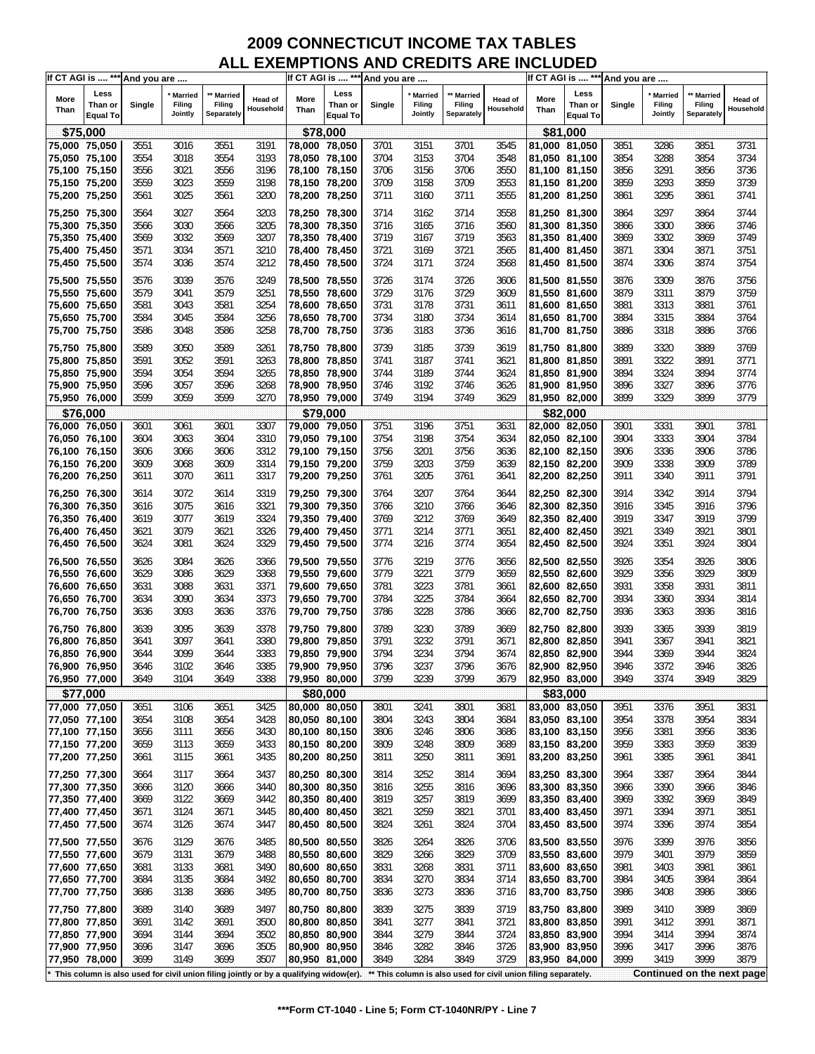# 2009 CONNECTICUT INCOME TAX TABLES
## ALL EXEMPTIONS AND CREDITS ARE INCLUDED

| If CT AGI is .... *** More Than | Less Than or Equal To | And you are .... Single | * Married Filing Jointly | ** Married Filing Separately | Head of Household |
|---|---|---|---|---|---|
| **$75,000** | | | | | |
| 75,000 | 75,050 | 3551 | 3016 | 3551 | 3191 |
| 75,050 | 75,100 | 3554 | 3018 | 3554 | 3193 |
| 75,100 | 75,150 | 3556 | 3021 | 3556 | 3196 |
| 75,150 | 75,200 | 3559 | 3023 | 3559 | 3198 |
| 75,200 | 75,250 | 3561 | 3025 | 3561 | 3200 |
| 75,250 | 75,300 | 3564 | 3027 | 3564 | 3203 |
| 75,300 | 75,350 | 3566 | 3030 | 3566 | 3205 |
| 75,350 | 75,400 | 3569 | 3032 | 3569 | 3207 |
| 75,400 | 75,450 | 3571 | 3034 | 3571 | 3210 |
| 75,450 | 75,500 | 3574 | 3036 | 3574 | 3212 |
| 75,500 | 75,550 | 3576 | 3039 | 3576 | 3249 |
| 75,550 | 75,600 | 3579 | 3041 | 3579 | 3251 |
| 75,600 | 75,650 | 3581 | 3043 | 3581 | 3254 |
| 75,650 | 75,700 | 3584 | 3045 | 3584 | 3256 |
| 75,700 | 75,750 | 3586 | 3048 | 3586 | 3258 |
| 75,750 | 75,800 | 3589 | 3050 | 3589 | 3261 |
| 75,800 | 75,850 | 3591 | 3052 | 3591 | 3263 |
| 75,850 | 75,900 | 3594 | 3054 | 3594 | 3265 |
| 75,900 | 75,950 | 3596 | 3057 | 3596 | 3268 |
| 75,950 | 76,000 | 3599 | 3059 | 3599 | 3270 |
| **$76,000** | | | | | |
| 76,000 | 76,050 | 3601 | 3061 | 3601 | 3307 |
| 76,050 | 76,100 | 3604 | 3063 | 3604 | 3310 |
| 76,100 | 76,150 | 3606 | 3066 | 3606 | 3312 |
| 76,150 | 76,200 | 3609 | 3068 | 3609 | 3314 |
| 76,200 | 76,250 | 3611 | 3070 | 3611 | 3317 |
| 76,250 | 76,300 | 3614 | 3072 | 3614 | 3319 |
| 76,300 | 76,350 | 3616 | 3075 | 3616 | 3321 |
| 76,350 | 76,400 | 3619 | 3077 | 3619 | 3324 |
| 76,400 | 76,450 | 3621 | 3079 | 3621 | 3326 |
| 76,450 | 76,500 | 3624 | 3081 | 3624 | 3329 |
| 76,500 | 76,550 | 3626 | 3084 | 3626 | 3366 |
| 76,550 | 76,600 | 3629 | 3086 | 3629 | 3368 |
| 76,600 | 76,650 | 3631 | 3088 | 3631 | 3371 |
| 76,650 | 76,700 | 3634 | 3090 | 3634 | 3373 |
| 76,700 | 76,750 | 3636 | 3093 | 3636 | 3376 |
| 76,750 | 76,800 | 3639 | 3095 | 3639 | 3378 |
| 76,800 | 76,850 | 3641 | 3097 | 3641 | 3380 |
| 76,850 | 76,900 | 3644 | 3099 | 3644 | 3383 |
| 76,900 | 76,950 | 3646 | 3102 | 3646 | 3385 |
| 76,950 | 77,000 | 3649 | 3104 | 3649 | 3388 |
| **$77,000** | | | | | |
| 77,000 | 77,050 | 3651 | 3106 | 3651 | 3425 |
| 77,050 | 77,100 | 3654 | 3108 | 3654 | 3428 |
| 77,100 | 77,150 | 3656 | 3111 | 3656 | 3430 |
| 77,150 | 77,200 | 3659 | 3113 | 3659 | 3433 |
| 77,200 | 77,250 | 3661 | 3115 | 3661 | 3435 |
| 77,250 | 77,300 | 3664 | 3117 | 3664 | 3437 |
| 77,300 | 77,350 | 3666 | 3120 | 3666 | 3440 |
| 77,350 | 77,400 | 3669 | 3122 | 3669 | 3442 |
| 77,400 | 77,450 | 3671 | 3124 | 3671 | 3445 |
| 77,450 | 77,500 | 3674 | 3126 | 3674 | 3447 |
| 77,500 | 77,550 | 3676 | 3129 | 3676 | 3485 |
| 77,550 | 77,600 | 3679 | 3131 | 3679 | 3488 |
| 77,600 | 77,650 | 3681 | 3133 | 3681 | 3490 |
| 77,650 | 77,700 | 3684 | 3135 | 3684 | 3492 |
| 77,700 | 77,750 | 3686 | 3138 | 3686 | 3495 |
| 77,750 | 77,800 | 3689 | 3140 | 3689 | 3497 |
| 77,800 | 77,850 | 3691 | 3142 | 3691 | 3500 |
| 77,850 | 77,900 | 3694 | 3144 | 3694 | 3502 |
| 77,900 | 77,950 | 3696 | 3147 | 3696 | 3505 |
| 77,950 | 78,000 | 3699 | 3149 | 3699 | 3507 |
| **$78,000** | | | | | |
| 78,000 | 78,050 | 3701 | 3151 | 3701 | 3545 |
| 78,050 | 78,100 | 3704 | 3153 | 3704 | 3548 |
| 78,100 | 78,150 | 3706 | 3156 | 3706 | 3550 |
| 78,150 | 78,200 | 3709 | 3158 | 3709 | 3553 |
| 78,200 | 78,250 | 3711 | 3160 | 3711 | 3555 |
| 78,250 | 78,300 | 3714 | 3162 | 3714 | 3558 |
| 78,300 | 78,350 | 3716 | 3165 | 3716 | 3560 |
| 78,350 | 78,400 | 3719 | 3167 | 3719 | 3563 |
| 78,400 | 78,450 | 3721 | 3169 | 3721 | 3565 |
| 78,450 | 78,500 | 3724 | 3171 | 3724 | 3568 |
| 78,500 | 78,550 | 3726 | 3174 | 3726 | 3606 |
| 78,550 | 78,600 | 3729 | 3176 | 3729 | 3609 |
| 78,600 | 78,650 | 3731 | 3178 | 3731 | 3611 |
| 78,650 | 78,700 | 3734 | 3180 | 3734 | 3614 |
| 78,700 | 78,750 | 3736 | 3183 | 3736 | 3616 |
| 78,750 | 78,800 | 3739 | 3185 | 3739 | 3619 |
| 78,800 | 78,850 | 3741 | 3187 | 3741 | 3621 |
| 78,850 | 78,900 | 3744 | 3189 | 3744 | 3624 |
| 78,900 | 78,950 | 3746 | 3192 | 3746 | 3626 |
| 78,950 | 79,000 | 3749 | 3194 | 3749 | 3629 |
| **$79,000** | | | | | |
| 79,000 | 79,050 | 3751 | 3196 | 3751 | 3631 |
| 79,050 | 79,100 | 3754 | 3198 | 3754 | 3634 |
| 79,100 | 79,150 | 3756 | 3201 | 3756 | 3636 |
| 79,150 | 79,200 | 3759 | 3203 | 3759 | 3639 |
| 79,200 | 79,250 | 3761 | 3205 | 3761 | 3641 |
| 79,250 | 79,300 | 3764 | 3207 | 3764 | 3644 |
| 79,300 | 79,350 | 3766 | 3210 | 3766 | 3646 |
| 79,350 | 79,400 | 3769 | 3212 | 3769 | 3649 |
| 79,400 | 79,450 | 3771 | 3214 | 3771 | 3651 |
| 79,450 | 79,500 | 3774 | 3216 | 3774 | 3654 |
| 79,500 | 79,550 | 3776 | 3219 | 3776 | 3656 |
| 79,550 | 79,600 | 3779 | 3221 | 3779 | 3659 |
| 79,600 | 79,650 | 3781 | 3223 | 3781 | 3661 |
| 79,650 | 79,700 | 3784 | 3225 | 3784 | 3664 |
| 79,700 | 79,750 | 3786 | 3228 | 3786 | 3666 |
| 79,750 | 79,800 | 3789 | 3230 | 3789 | 3669 |
| 79,800 | 79,850 | 3791 | 3232 | 3791 | 3671 |
| 79,850 | 79,900 | 3794 | 3234 | 3794 | 3674 |
| 79,900 | 79,950 | 3796 | 3237 | 3796 | 3676 |
| 79,950 | 80,000 | 3799 | 3239 | 3799 | 3679 |
| **$80,000** | | | | | |
| 80,000 | 80,050 | 3801 | 3241 | 3801 | 3681 |
| 80,050 | 80,100 | 3804 | 3243 | 3804 | 3684 |
| 80,100 | 80,150 | 3806 | 3246 | 3806 | 3686 |
| 80,150 | 80,200 | 3809 | 3248 | 3809 | 3689 |
| 80,200 | 80,250 | 3811 | 3250 | 3811 | 3691 |
| 80,250 | 80,300 | 3814 | 3252 | 3814 | 3694 |
| 80,300 | 80,350 | 3816 | 3255 | 3816 | 3696 |
| 80,350 | 80,400 | 3819 | 3257 | 3819 | 3699 |
| 80,400 | 80,450 | 3821 | 3259 | 3821 | 3701 |
| 80,450 | 80,500 | 3824 | 3261 | 3824 | 3704 |
| 80,500 | 80,550 | 3826 | 3264 | 3826 | 3706 |
| 80,550 | 80,600 | 3829 | 3266 | 3829 | 3709 |
| 80,600 | 80,650 | 3831 | 3268 | 3831 | 3711 |
| 80,650 | 80,700 | 3834 | 3270 | 3834 | 3714 |
| 80,700 | 80,750 | 3836 | 3273 | 3836 | 3716 |
| 80,750 | 80,800 | 3839 | 3275 | 3839 | 3719 |
| 80,800 | 80,850 | 3841 | 3277 | 3841 | 3721 |
| 80,850 | 80,900 | 3844 | 3279 | 3844 | 3724 |
| 80,900 | 80,950 | 3846 | 3282 | 3846 | 3726 |
| 80,950 | 81,000 | 3849 | 3284 | 3849 | 3729 |
| **$81,000** | | | | | |
| 81,000 | 81,050 | 3851 | 3286 | 3851 | 3731 |
| 81,050 | 81,100 | 3854 | 3288 | 3854 | 3734 |
| 81,100 | 81,150 | 3856 | 3291 | 3856 | 3736 |
| 81,150 | 81,200 | 3859 | 3293 | 3859 | 3739 |
| 81,200 | 81,250 | 3861 | 3295 | 3861 | 3741 |
| 81,250 | 81,300 | 3864 | 3297 | 3864 | 3744 |
| 81,300 | 81,350 | 3866 | 3300 | 3866 | 3746 |
| 81,350 | 81,400 | 3869 | 3302 | 3869 | 3749 |
| 81,400 | 81,450 | 3871 | 3304 | 3871 | 3751 |
| 81,450 | 81,500 | 3874 | 3306 | 3874 | 3754 |
| 81,500 | 81,550 | 3876 | 3309 | 3876 | 3756 |
| 81,550 | 81,600 | 3879 | 3311 | 3879 | 3759 |
| 81,600 | 81,650 | 3881 | 3313 | 3881 | 3761 |
| 81,650 | 81,700 | 3884 | 3315 | 3884 | 3764 |
| 81,700 | 81,750 | 3886 | 3318 | 3886 | 3766 |
| 81,750 | 81,800 | 3889 | 3320 | 3889 | 3769 |
| 81,800 | 81,850 | 3891 | 3322 | 3891 | 3771 |
| 81,850 | 81,900 | 3894 | 3324 | 3894 | 3774 |
| 81,900 | 81,950 | 3896 | 3327 | 3896 | 3776 |
| 81,950 | 82,000 | 3899 | 3329 | 3899 | 3779 |
| **$82,000** | | | | | |
| 82,000 | 82,050 | 3901 | 3331 | 3901 | 3781 |
| 82,050 | 82,100 | 3904 | 3333 | 3904 | 3784 |
| 82,100 | 82,150 | 3906 | 3336 | 3906 | 3786 |
| 82,150 | 82,200 | 3909 | 3338 | 3909 | 3789 |
| 82,200 | 82,250 | 3911 | 3340 | 3911 | 3791 |
| 82,250 | 82,300 | 3914 | 3342 | 3914 | 3794 |
| 82,300 | 82,350 | 3916 | 3345 | 3916 | 3796 |
| 82,350 | 82,400 | 3919 | 3347 | 3919 | 3799 |
| 82,400 | 82,450 | 3921 | 3349 | 3921 | 3801 |
| 82,450 | 82,500 | 3924 | 3351 | 3924 | 3804 |
| 82,500 | 82,550 | 3926 | 3354 | 3926 | 3806 |
| 82,550 | 82,600 | 3929 | 3356 | 3929 | 3809 |
| 82,600 | 82,650 | 3931 | 3358 | 3931 | 3811 |
| 82,650 | 82,700 | 3934 | 3360 | 3934 | 3814 |
| 82,700 | 82,750 | 3936 | 3363 | 3936 | 3816 |
| 82,750 | 82,800 | 3939 | 3365 | 3939 | 3819 |
| 82,800 | 82,850 | 3941 | 3367 | 3941 | 3821 |
| 82,850 | 82,900 | 3944 | 3369 | 3944 | 3824 |
| 82,900 | 82,950 | 3946 | 3372 | 3946 | 3826 |
| 82,950 | 83,000 | 3949 | 3374 | 3949 | 3829 |
| **$83,000** | | | | | |
| 83,000 | 83,050 | 3951 | 3376 | 3951 | 3831 |
| 83,050 | 83,100 | 3954 | 3378 | 3954 | 3834 |
| 83,100 | 83,150 | 3956 | 3381 | 3956 | 3836 |
| 83,150 | 83,200 | 3959 | 3383 | 3959 | 3839 |
| 83,200 | 83,250 | 3961 | 3385 | 3961 | 3841 |
| 83,250 | 83,300 | 3964 | 3387 | 3964 | 3844 |
| 83,300 | 83,350 | 3966 | 3390 | 3966 | 3846 |
| 83,350 | 83,400 | 3969 | 3392 | 3969 | 3849 |
| 83,400 | 83,450 | 3971 | 3394 | 3971 | 3851 |
| 83,450 | 83,500 | 3974 | 3396 | 3974 | 3854 |
| 83,500 | 83,550 | 3976 | 3399 | 3976 | 3856 |
| 83,550 | 83,600 | 3979 | 3401 | 3979 | 3859 |
| 83,600 | 83,650 | 3981 | 3403 | 3981 | 3861 |
| 83,650 | 83,700 | 3984 | 3405 | 3984 | 3864 |
| 83,700 | 83,750 | 3986 | 3408 | 3986 | 3866 |
| 83,750 | 83,800 | 3989 | 3410 | 3989 | 3869 |
| 83,800 | 83,850 | 3991 | 3412 | 3991 | 3871 |
| 83,850 | 83,900 | 3994 | 3414 | 3994 | 3874 |
| 83,900 | 83,950 | 3996 | 3417 | 3996 | 3876 |
| 83,950 | 84,000 | 3999 | 3419 | 3999 | 3879 |

* This column is also used for civil union filing jointly or by a qualifying widow(er). ** This column is also used for civil union filing separately.

**Continued on the next page**

***Form CT-1040 - Line 5; Form CT-1040NR/PY - Line 7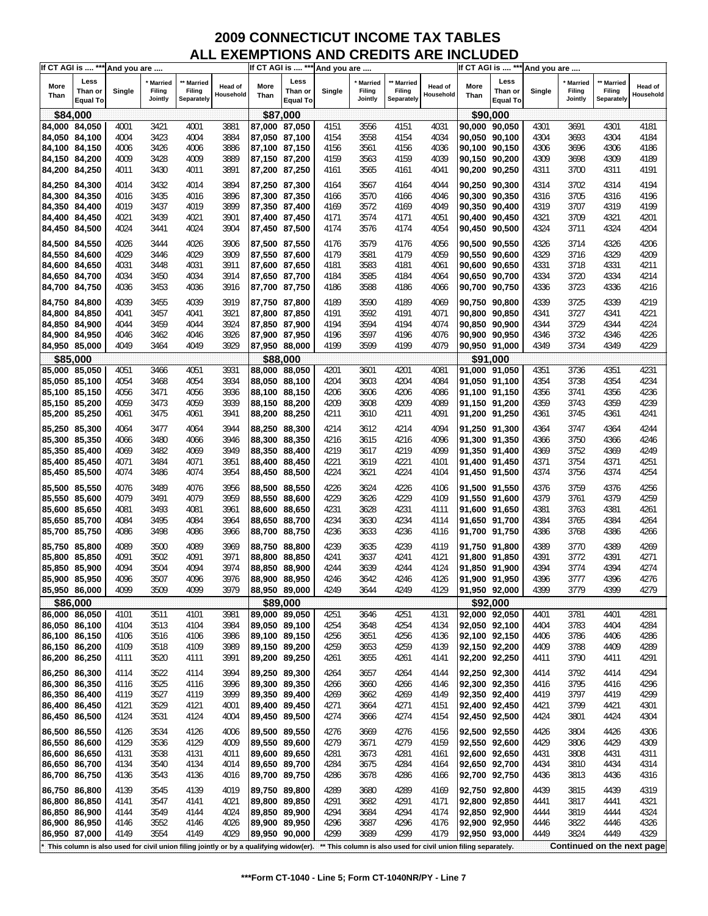# 2009 CONNECTICUT INCOME TAX TABLES
## ALL EXEMPTIONS AND CREDITS ARE INCLUDED

| If CT AGI is .... *** | | And you are .... | | | | If CT AGI is .... *** | | And you are .... | | | | If CT AGI is .... *** | | And you are .... | | | |
|---|---|---|---|---|---|---|---|---|---|---|---|---|---|---|---|---|---|
| More Than | Less Than or Equal To | Single | * Married Filing Jointly | ** Married Filing Separately | Head of Household | More Than | Less Than or Equal To | Single | * Married Filing Jointly | ** Married Filing Separately | Head of Household | More Than | Less Than or Equal To | Single | * Married Filing Jointly | ** Married Filing Separately | Head of Household |
| **$84,000** | | | | | | **$87,000** | | | | | | **$90,000** | | | | | |
| 84,000 | 84,050 | 4001 | 3421 | 4001 | 3881 | 87,000 | 87,050 | 4151 | 3556 | 4151 | 4031 | 90,000 | 90,050 | 4301 | 3691 | 4301 | 4181 |
| 84,050 | 84,100 | 4004 | 3423 | 4004 | 3884 | 87,050 | 87,100 | 4154 | 3558 | 4154 | 4034 | 90,050 | 90,100 | 4304 | 3693 | 4304 | 4184 |
| 84,100 | 84,150 | 4006 | 3426 | 4006 | 3886 | 87,100 | 87,150 | 4156 | 3561 | 4156 | 4036 | 90,100 | 90,150 | 4306 | 3696 | 4306 | 4186 |
| 84,150 | 84,200 | 4009 | 3428 | 4009 | 3889 | 87,150 | 87,200 | 4159 | 3563 | 4159 | 4039 | 90,150 | 90,200 | 4309 | 3698 | 4309 | 4189 |
| 84,200 | 84,250 | 4011 | 3430 | 4011 | 3891 | 87,200 | 87,250 | 4161 | 3565 | 4161 | 4041 | 90,200 | 90,250 | 4311 | 3700 | 4311 | 4191 |
| 84,250 | 84,300 | 4014 | 3432 | 4014 | 3894 | 87,250 | 87,300 | 4164 | 3567 | 4164 | 4044 | 90,250 | 90,300 | 4314 | 3702 | 4314 | 4194 |
| 84,300 | 84,350 | 4016 | 3435 | 4016 | 3896 | 87,300 | 87,350 | 4166 | 3570 | 4166 | 4046 | 90,300 | 90,350 | 4316 | 3705 | 4316 | 4196 |
| 84,350 | 84,400 | 4019 | 3437 | 4019 | 3899 | 87,350 | 87,400 | 4169 | 3572 | 4169 | 4049 | 90,350 | 90,400 | 4319 | 3707 | 4319 | 4199 |
| 84,400 | 84,450 | 4021 | 3439 | 4021 | 3901 | 87,400 | 87,450 | 4171 | 3574 | 4171 | 4051 | 90,400 | 90,450 | 4321 | 3709 | 4321 | 4201 |
| 84,450 | 84,500 | 4024 | 3441 | 4024 | 3904 | 87,450 | 87,500 | 4174 | 3576 | 4174 | 4054 | 90,450 | 90,500 | 4324 | 3711 | 4324 | 4204 |
| 84,500 | 84,550 | 4026 | 3444 | 4026 | 3906 | 87,500 | 87,550 | 4176 | 3579 | 4176 | 4056 | 90,500 | 90,550 | 4326 | 3714 | 4326 | 4206 |
| 84,550 | 84,600 | 4029 | 3446 | 4029 | 3909 | 87,550 | 87,600 | 4179 | 3581 | 4179 | 4059 | 90,550 | 90,600 | 4329 | 3716 | 4329 | 4209 |
| 84,600 | 84,650 | 4031 | 3448 | 4031 | 3911 | 87,600 | 87,650 | 4181 | 3583 | 4181 | 4061 | 90,600 | 90,650 | 4331 | 3718 | 4331 | 4211 |
| 84,650 | 84,700 | 4034 | 3450 | 4034 | 3914 | 87,650 | 87,700 | 4184 | 3585 | 4184 | 4064 | 90,650 | 90,700 | 4334 | 3720 | 4334 | 4214 |
| 84,700 | 84,750 | 4036 | 3453 | 4036 | 3916 | 87,700 | 87,750 | 4186 | 3588 | 4186 | 4066 | 90,700 | 90,750 | 4336 | 3723 | 4336 | 4216 |
| 84,750 | 84,800 | 4039 | 3455 | 4039 | 3919 | 87,750 | 87,800 | 4189 | 3590 | 4189 | 4069 | 90,750 | 90,800 | 4339 | 3725 | 4339 | 4219 |
| 84,800 | 84,850 | 4041 | 3457 | 4041 | 3921 | 87,800 | 87,850 | 4191 | 3592 | 4191 | 4071 | 90,800 | 90,850 | 4341 | 3727 | 4341 | 4221 |
| 84,850 | 84,900 | 4044 | 3459 | 4044 | 3924 | 87,850 | 87,900 | 4194 | 3594 | 4194 | 4074 | 90,850 | 90,900 | 4344 | 3729 | 4344 | 4224 |
| 84,900 | 84,950 | 4046 | 3462 | 4046 | 3926 | 87,900 | 87,950 | 4196 | 3597 | 4196 | 4076 | 90,900 | 90,950 | 4346 | 3732 | 4346 | 4226 |
| 84,950 | 85,000 | 4049 | 3464 | 4049 | 3929 | 87,950 | 88,000 | 4199 | 3599 | 4199 | 4079 | 90,950 | 91,000 | 4349 | 3734 | 4349 | 4229 |
| **$85,000** | | | | | | **$88,000** | | | | | | **$91,000** | | | | | |
| 85,000 | 85,050 | 4051 | 3466 | 4051 | 3931 | 88,000 | 88,050 | 4201 | 3601 | 4201 | 4081 | 91,000 | 91,050 | 4351 | 3736 | 4351 | 4231 |
| 85,050 | 85,100 | 4054 | 3468 | 4054 | 3934 | 88,050 | 88,100 | 4204 | 3603 | 4204 | 4084 | 91,050 | 91,100 | 4354 | 3738 | 4354 | 4234 |
| 85,100 | 85,150 | 4056 | 3471 | 4056 | 3936 | 88,100 | 88,150 | 4206 | 3606 | 4206 | 4086 | 91,100 | 91,150 | 4356 | 3741 | 4356 | 4236 |
| 85,150 | 85,200 | 4059 | 3473 | 4059 | 3939 | 88,150 | 88,200 | 4209 | 3608 | 4209 | 4089 | 91,150 | 91,200 | 4359 | 3743 | 4359 | 4239 |
| 85,200 | 85,250 | 4061 | 3475 | 4061 | 3941 | 88,200 | 88,250 | 4211 | 3610 | 4211 | 4091 | 91,200 | 91,250 | 4361 | 3745 | 4361 | 4241 |
| 85,250 | 85,300 | 4064 | 3477 | 4064 | 3944 | 88,250 | 88,300 | 4214 | 3612 | 4214 | 4094 | 91,250 | 91,300 | 4364 | 3747 | 4364 | 4244 |
| 85,300 | 85,350 | 4066 | 3480 | 4066 | 3946 | 88,300 | 88,350 | 4216 | 3615 | 4216 | 4096 | 91,300 | 91,350 | 4366 | 3750 | 4366 | 4246 |
| 85,350 | 85,400 | 4069 | 3482 | 4069 | 3949 | 88,350 | 88,400 | 4219 | 3617 | 4219 | 4099 | 91,350 | 91,400 | 4369 | 3752 | 4369 | 4249 |
| 85,400 | 85,450 | 4071 | 3484 | 4071 | 3951 | 88,400 | 88,450 | 4221 | 3619 | 4221 | 4101 | 91,400 | 91,450 | 4371 | 3754 | 4371 | 4251 |
| 85,450 | 85,500 | 4074 | 3486 | 4074 | 3954 | 88,450 | 88,500 | 4224 | 3621 | 4224 | 4104 | 91,450 | 91,500 | 4374 | 3756 | 4374 | 4254 |
| 85,500 | 85,550 | 4076 | 3489 | 4076 | 3956 | 88,500 | 88,550 | 4226 | 3624 | 4226 | 4106 | 91,500 | 91,550 | 4376 | 3759 | 4376 | 4256 |
| 85,550 | 85,600 | 4079 | 3491 | 4079 | 3959 | 88,550 | 88,600 | 4229 | 3626 | 4229 | 4109 | 91,550 | 91,600 | 4379 | 3761 | 4379 | 4259 |
| 85,600 | 85,650 | 4081 | 3493 | 4081 | 3961 | 88,600 | 88,650 | 4231 | 3628 | 4231 | 4111 | 91,600 | 91,650 | 4381 | 3763 | 4381 | 4261 |
| 85,650 | 85,700 | 4084 | 3495 | 4084 | 3964 | 88,650 | 88,700 | 4234 | 3630 | 4234 | 4114 | 91,650 | 91,700 | 4384 | 3765 | 4384 | 4264 |
| 85,700 | 85,750 | 4086 | 3498 | 4086 | 3966 | 88,700 | 88,750 | 4236 | 3633 | 4236 | 4116 | 91,700 | 91,750 | 4386 | 3768 | 4386 | 4266 |
| 85,750 | 85,800 | 4089 | 3500 | 4089 | 3969 | 88,750 | 88,800 | 4239 | 3635 | 4239 | 4119 | 91,750 | 91,800 | 4389 | 3770 | 4389 | 4269 |
| 85,800 | 85,850 | 4091 | 3502 | 4091 | 3971 | 88,800 | 88,850 | 4241 | 3637 | 4241 | 4121 | 91,800 | 91,850 | 4391 | 3772 | 4391 | 4271 |
| 85,850 | 85,900 | 4094 | 3504 | 4094 | 3974 | 88,850 | 88,900 | 4244 | 3639 | 4244 | 4124 | 91,850 | 91,900 | 4394 | 3774 | 4394 | 4274 |
| 85,900 | 85,950 | 4096 | 3507 | 4096 | 3976 | 88,900 | 88,950 | 4246 | 3642 | 4246 | 4126 | 91,900 | 91,950 | 4396 | 3777 | 4396 | 4276 |
| 85,950 | 86,000 | 4099 | 3509 | 4099 | 3979 | 88,950 | 89,000 | 4249 | 3644 | 4249 | 4129 | 91,950 | 92,000 | 4399 | 3779 | 4399 | 4279 |
| **$86,000** | | | | | | **$89,000** | | | | | | **$92,000** | | | | | |
| 86,000 | 86,050 | 4101 | 3511 | 4101 | 3981 | 89,000 | 89,050 | 4251 | 3646 | 4251 | 4131 | 92,000 | 92,050 | 4401 | 3781 | 4401 | 4281 |
| 86,050 | 86,100 | 4104 | 3513 | 4104 | 3984 | 89,050 | 89,100 | 4254 | 3648 | 4254 | 4134 | 92,050 | 92,100 | 4404 | 3783 | 4404 | 4284 |
| 86,100 | 86,150 | 4106 | 3516 | 4106 | 3986 | 89,100 | 89,150 | 4256 | 3651 | 4256 | 4136 | 92,100 | 92,150 | 4406 | 3786 | 4406 | 4286 |
| 86,150 | 86,200 | 4109 | 3518 | 4109 | 3989 | 89,150 | 89,200 | 4259 | 3653 | 4259 | 4139 | 92,150 | 92,200 | 4409 | 3788 | 4409 | 4289 |
| 86,200 | 86,250 | 4111 | 3520 | 4111 | 3991 | 89,200 | 89,250 | 4261 | 3655 | 4261 | 4141 | 92,200 | 92,250 | 4411 | 3790 | 4411 | 4291 |
| 86,250 | 86,300 | 4114 | 3522 | 4114 | 3994 | 89,250 | 89,300 | 4264 | 3657 | 4264 | 4144 | 92,250 | 92,300 | 4414 | 3792 | 4414 | 4294 |
| 86,300 | 86,350 | 4116 | 3525 | 4116 | 3996 | 89,300 | 89,350 | 4266 | 3660 | 4266 | 4146 | 92,300 | 92,350 | 4416 | 3795 | 4416 | 4296 |
| 86,350 | 86,400 | 4119 | 3527 | 4119 | 3999 | 89,350 | 89,400 | 4269 | 3662 | 4269 | 4149 | 92,350 | 92,400 | 4419 | 3797 | 4419 | 4299 |
| 86,400 | 86,450 | 4121 | 3529 | 4121 | 4001 | 89,400 | 89,450 | 4271 | 3664 | 4271 | 4151 | 92,400 | 92,450 | 4421 | 3799 | 4421 | 4301 |
| 86,450 | 86,500 | 4124 | 3531 | 4124 | 4004 | 89,450 | 89,500 | 4274 | 3666 | 4274 | 4154 | 92,450 | 92,500 | 4424 | 3801 | 4424 | 4304 |
| 86,500 | 86,550 | 4126 | 3534 | 4126 | 4006 | 89,500 | 89,550 | 4276 | 3669 | 4276 | 4156 | 92,500 | 92,550 | 4426 | 3804 | 4426 | 4306 |
| 86,550 | 86,600 | 4129 | 3536 | 4129 | 4009 | 89,550 | 89,600 | 4279 | 3671 | 4279 | 4159 | 92,550 | 92,600 | 4429 | 3806 | 4429 | 4309 |
| 86,600 | 86,650 | 4131 | 3538 | 4131 | 4011 | 89,600 | 89,650 | 4281 | 3673 | 4281 | 4161 | 92,600 | 92,650 | 4431 | 3808 | 4431 | 4311 |
| 86,650 | 86,700 | 4134 | 3540 | 4134 | 4014 | 89,650 | 89,700 | 4284 | 3675 | 4284 | 4164 | 92,650 | 92,700 | 4434 | 3810 | 4434 | 4314 |
| 86,700 | 86,750 | 4136 | 3543 | 4136 | 4016 | 89,700 | 89,750 | 4286 | 3678 | 4286 | 4166 | 92,700 | 92,750 | 4436 | 3813 | 4436 | 4316 |
| 86,750 | 86,800 | 4139 | 3545 | 4139 | 4019 | 89,750 | 89,800 | 4289 | 3680 | 4289 | 4169 | 92,750 | 92,800 | 4439 | 3815 | 4439 | 4319 |
| 86,800 | 86,850 | 4141 | 3547 | 4141 | 4021 | 89,800 | 89,850 | 4291 | 3682 | 4291 | 4171 | 92,800 | 92,850 | 4441 | 3817 | 4441 | 4321 |
| 86,850 | 86,900 | 4144 | 3549 | 4144 | 4024 | 89,850 | 89,900 | 4294 | 3684 | 4294 | 4174 | 92,850 | 92,900 | 4444 | 3819 | 4444 | 4324 |
| 86,900 | 86,950 | 4146 | 3552 | 4146 | 4026 | 89,900 | 89,950 | 4296 | 3687 | 4296 | 4176 | 92,900 | 92,950 | 4446 | 3822 | 4446 | 4326 |
| 86,950 | 87,000 | 4149 | 3554 | 4149 | 4029 | 89,950 | 90,000 | 4299 | 3689 | 4299 | 4179 | 92,950 | 93,000 | 4449 | 3824 | 4449 | 4329 |

\* This column is also used for civil union filing jointly or by a qualifying widow(er). ** This column is also used for civil union filing separately.

**Continued on the next page**

***Form CT-1040 - Line 5; Form CT-1040NR/PY - Line 7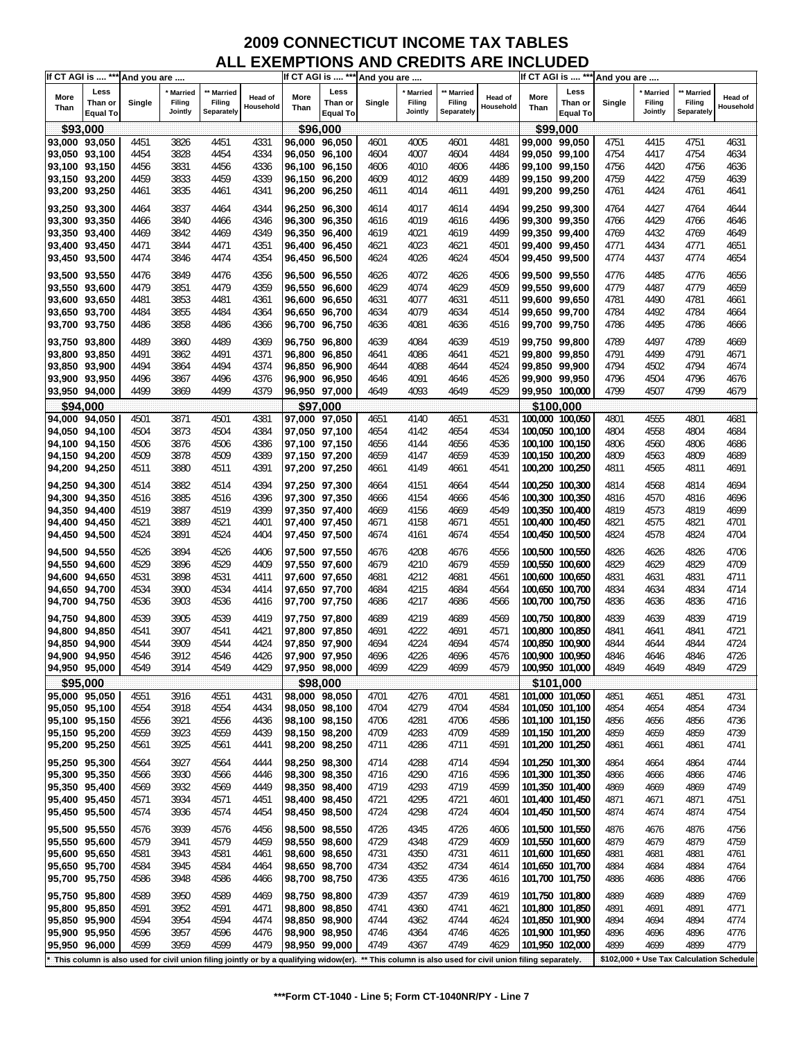# 2009 CONNECTICUT INCOME TAX TABLES
## ALL EXEMPTIONS AND CREDITS ARE INCLUDED

| If CT AGI is .... *** More Than | Less Than or Equal To | And you are .... Single | * Married Filing Jointly | ** Married Filing Separately | Head of Household | If CT AGI is .... *** More Than | Less Than or Equal To | And you are .... Single | * Married Filing Jointly | ** Married Filing Separately | Head of Household | If CT AGI is .... *** More Than | Less Than or Equal To | And you are .... Single | * Married Filing Jointly | ** Married Filing Separately | Head of Household |
|---|---|---|---|---|---|---|---|---|---|---|---|---|---|---|---|---|---|
| **$93,000** | | | | | | **$96,000** | | | | | | **$99,000** | | | | | |
| 93,000 | 93,050 | 4451 | 3826 | 4451 | 4331 | 96,000 | 96,050 | 4601 | 4005 | 4601 | 4481 | 99,000 | 99,050 | 4751 | 4415 | 4751 | 4631 |
| 93,050 | 93,100 | 4454 | 3828 | 4454 | 4334 | 96,050 | 96,100 | 4604 | 4007 | 4604 | 4484 | 99,050 | 99,100 | 4754 | 4417 | 4754 | 4634 |
| 93,100 | 93,150 | 4456 | 3831 | 4456 | 4336 | 96,100 | 96,150 | 4606 | 4010 | 4606 | 4486 | 99,100 | 99,150 | 4756 | 4420 | 4756 | 4636 |
| 93,150 | 93,200 | 4459 | 3833 | 4459 | 4339 | 96,150 | 96,200 | 4609 | 4012 | 4609 | 4489 | 99,150 | 99,200 | 4759 | 4422 | 4759 | 4639 |
| 93,200 | 93,250 | 4461 | 3835 | 4461 | 4341 | 96,200 | 96,250 | 4611 | 4014 | 4611 | 4491 | 99,200 | 99,250 | 4761 | 4424 | 4761 | 4641 |
| 93,250 | 93,300 | 4464 | 3837 | 4464 | 4344 | 96,250 | 96,300 | 4614 | 4017 | 4614 | 4494 | 99,250 | 99,300 | 4764 | 4427 | 4764 | 4644 |
| 93,300 | 93,350 | 4466 | 3840 | 4466 | 4346 | 96,300 | 96,350 | 4616 | 4019 | 4616 | 4496 | 99,300 | 99,350 | 4766 | 4429 | 4766 | 4646 |
| 93,350 | 93,400 | 4469 | 3842 | 4469 | 4349 | 96,350 | 96,400 | 4619 | 4021 | 4619 | 4499 | 99,350 | 99,400 | 4769 | 4432 | 4769 | 4649 |
| 93,400 | 93,450 | 4471 | 3844 | 4471 | 4351 | 96,400 | 96,450 | 4621 | 4023 | 4621 | 4501 | 99,400 | 99,450 | 4771 | 4434 | 4771 | 4651 |
| 93,450 | 93,500 | 4474 | 3846 | 4474 | 4354 | 96,450 | 96,500 | 4624 | 4026 | 4624 | 4504 | 99,450 | 99,500 | 4774 | 4437 | 4774 | 4654 |
| 93,500 | 93,550 | 4476 | 3849 | 4476 | 4356 | 96,500 | 96,550 | 4626 | 4072 | 4626 | 4506 | 99,500 | 99,550 | 4776 | 4485 | 4776 | 4656 |
| 93,550 | 93,600 | 4479 | 3851 | 4479 | 4359 | 96,550 | 96,600 | 4629 | 4074 | 4629 | 4509 | 99,550 | 99,600 | 4779 | 4487 | 4779 | 4659 |
| 93,600 | 93,650 | 4481 | 3853 | 4481 | 4361 | 96,600 | 96,650 | 4631 | 4077 | 4631 | 4511 | 99,600 | 99,650 | 4781 | 4490 | 4781 | 4661 |
| 93,650 | 93,700 | 4484 | 3855 | 4484 | 4364 | 96,650 | 96,700 | 4634 | 4079 | 4634 | 4514 | 99,650 | 99,700 | 4784 | 4492 | 4784 | 4664 |
| 93,700 | 93,750 | 4486 | 3858 | 4486 | 4366 | 96,700 | 96,750 | 4636 | 4081 | 4636 | 4516 | 99,700 | 99,750 | 4786 | 4495 | 4786 | 4666 |
| 93,750 | 93,800 | 4489 | 3860 | 4489 | 4369 | 96,750 | 96,800 | 4639 | 4084 | 4639 | 4519 | 99,750 | 99,800 | 4789 | 4497 | 4789 | 4669 |
| 93,800 | 93,850 | 4491 | 3862 | 4491 | 4371 | 96,800 | 96,850 | 4641 | 4086 | 4641 | 4521 | 99,800 | 99,850 | 4791 | 4499 | 4791 | 4671 |
| 93,850 | 93,900 | 4494 | 3864 | 4494 | 4374 | 96,850 | 96,900 | 4644 | 4088 | 4644 | 4524 | 99,850 | 99,900 | 4794 | 4502 | 4794 | 4674 |
| 93,900 | 93,950 | 4496 | 3867 | 4496 | 4376 | 96,900 | 96,950 | 4646 | 4091 | 4646 | 4526 | 99,900 | 99,950 | 4796 | 4504 | 4796 | 4676 |
| 93,950 | 94,000 | 4499 | 3869 | 4499 | 4379 | 96,950 | 97,000 | 4649 | 4093 | 4649 | 4529 | 99,950 | 100,000 | 4799 | 4507 | 4799 | 4679 |
| **$94,000** | | | | | | **$97,000** | | | | | | **$100,000** | | | | | |
| 94,000 | 94,050 | 4501 | 3871 | 4501 | 4381 | 97,000 | 97,050 | 4651 | 4140 | 4651 | 4531 | 100,000 | 100,050 | 4801 | 4555 | 4801 | 4681 |
| 94,050 | 94,100 | 4504 | 3873 | 4504 | 4384 | 97,050 | 97,100 | 4654 | 4142 | 4654 | 4534 | 100,050 | 100,100 | 4804 | 4558 | 4804 | 4684 |
| 94,100 | 94,150 | 4506 | 3876 | 4506 | 4386 | 97,100 | 97,150 | 4656 | 4144 | 4656 | 4536 | 100,100 | 100,150 | 4806 | 4560 | 4806 | 4686 |
| 94,150 | 94,200 | 4509 | 3878 | 4509 | 4389 | 97,150 | 97,200 | 4659 | 4147 | 4659 | 4539 | 100,150 | 100,200 | 4809 | 4563 | 4809 | 4689 |
| 94,200 | 94,250 | 4511 | 3880 | 4511 | 4391 | 97,200 | 97,250 | 4661 | 4149 | 4661 | 4541 | 100,200 | 100,250 | 4811 | 4565 | 4811 | 4691 |
| 94,250 | 94,300 | 4514 | 3882 | 4514 | 4394 | 97,250 | 97,300 | 4664 | 4151 | 4664 | 4544 | 100,250 | 100,300 | 4814 | 4568 | 4814 | 4694 |
| 94,300 | 94,350 | 4516 | 3885 | 4516 | 4396 | 97,300 | 97,350 | 4666 | 4154 | 4666 | 4546 | 100,300 | 100,350 | 4816 | 4570 | 4816 | 4696 |
| 94,350 | 94,400 | 4519 | 3887 | 4519 | 4399 | 97,350 | 97,400 | 4669 | 4156 | 4669 | 4549 | 100,350 | 100,400 | 4819 | 4573 | 4819 | 4699 |
| 94,400 | 94,450 | 4521 | 3889 | 4521 | 4401 | 97,400 | 97,450 | 4671 | 4158 | 4671 | 4551 | 100,400 | 100,450 | 4821 | 4575 | 4821 | 4701 |
| 94,450 | 94,500 | 4524 | 3891 | 4524 | 4404 | 97,450 | 97,500 | 4674 | 4161 | 4674 | 4554 | 100,450 | 100,500 | 4824 | 4578 | 4824 | 4704 |
| 94,500 | 94,550 | 4526 | 3894 | 4526 | 4406 | 97,500 | 97,550 | 4676 | 4208 | 4676 | 4556 | 100,500 | 100,550 | 4826 | 4626 | 4826 | 4706 |
| 94,550 | 94,600 | 4529 | 3896 | 4529 | 4409 | 97,550 | 97,600 | 4679 | 4210 | 4679 | 4559 | 100,550 | 100,600 | 4829 | 4629 | 4829 | 4709 |
| 94,600 | 94,650 | 4531 | 3898 | 4531 | 4411 | 97,600 | 97,650 | 4681 | 4212 | 4681 | 4561 | 100,600 | 100,650 | 4831 | 4631 | 4831 | 4711 |
| 94,650 | 94,700 | 4534 | 3900 | 4534 | 4414 | 97,650 | 97,700 | 4684 | 4215 | 4684 | 4564 | 100,650 | 100,700 | 4834 | 4634 | 4834 | 4714 |
| 94,700 | 94,750 | 4536 | 3903 | 4536 | 4416 | 97,700 | 97,750 | 4686 | 4217 | 4686 | 4566 | 100,700 | 100,750 | 4836 | 4636 | 4836 | 4716 |
| 94,750 | 94,800 | 4539 | 3905 | 4539 | 4419 | 97,750 | 97,800 | 4689 | 4219 | 4689 | 4569 | 100,750 | 100,800 | 4839 | 4639 | 4839 | 4719 |
| 94,800 | 94,850 | 4541 | 3907 | 4541 | 4421 | 97,800 | 97,850 | 4691 | 4222 | 4691 | 4571 | 100,800 | 100,850 | 4841 | 4641 | 4841 | 4721 |
| 94,850 | 94,900 | 4544 | 3909 | 4544 | 4424 | 97,850 | 97,900 | 4694 | 4224 | 4694 | 4574 | 100,850 | 100,900 | 4844 | 4644 | 4844 | 4724 |
| 94,900 | 94,950 | 4546 | 3912 | 4546 | 4426 | 97,900 | 97,950 | 4696 | 4226 | 4696 | 4576 | 100,900 | 100,950 | 4846 | 4646 | 4846 | 4726 |
| 94,950 | 95,000 | 4549 | 3914 | 4549 | 4429 | 97,950 | 98,000 | 4699 | 4229 | 4699 | 4579 | 100,950 | 101,000 | 4849 | 4649 | 4849 | 4729 |
| **$95,000** | | | | | | **$98,000** | | | | | | **$101,000** | | | | | |
| 95,000 | 95,050 | 4551 | 3916 | 4551 | 4431 | 98,000 | 98,050 | 4701 | 4276 | 4701 | 4581 | 101,000 | 101,050 | 4851 | 4651 | 4851 | 4731 |
| 95,050 | 95,100 | 4554 | 3918 | 4554 | 4434 | 98,050 | 98,100 | 4704 | 4279 | 4704 | 4584 | 101,050 | 101,100 | 4854 | 4654 | 4854 | 4734 |
| 95,100 | 95,150 | 4556 | 3921 | 4556 | 4436 | 98,100 | 98,150 | 4706 | 4281 | 4706 | 4586 | 101,100 | 101,150 | 4856 | 4656 | 4856 | 4736 |
| 95,150 | 95,200 | 4559 | 3923 | 4559 | 4439 | 98,150 | 98,200 | 4709 | 4283 | 4709 | 4589 | 101,150 | 101,200 | 4859 | 4659 | 4859 | 4739 |
| 95,200 | 95,250 | 4561 | 3925 | 4561 | 4441 | 98,200 | 98,250 | 4711 | 4286 | 4711 | 4591 | 101,200 | 101,250 | 4861 | 4661 | 4861 | 4741 |
| 95,250 | 95,300 | 4564 | 3927 | 4564 | 4444 | 98,250 | 98,300 | 4714 | 4288 | 4714 | 4594 | 101,250 | 101,300 | 4864 | 4664 | 4864 | 4744 |
| 95,300 | 95,350 | 4566 | 3930 | 4566 | 4446 | 98,300 | 98,350 | 4716 | 4290 | 4716 | 4596 | 101,300 | 101,350 | 4866 | 4666 | 4866 | 4746 |
| 95,350 | 95,400 | 4569 | 3932 | 4569 | 4449 | 98,350 | 98,400 | 4719 | 4293 | 4719 | 4599 | 101,350 | 101,400 | 4869 | 4669 | 4869 | 4749 |
| 95,400 | 95,450 | 4571 | 3934 | 4571 | 4451 | 98,400 | 98,450 | 4721 | 4295 | 4721 | 4601 | 101,400 | 101,450 | 4871 | 4671 | 4871 | 4751 |
| 95,450 | 95,500 | 4574 | 3936 | 4574 | 4454 | 98,450 | 98,500 | 4724 | 4298 | 4724 | 4604 | 101,450 | 101,500 | 4874 | 4674 | 4874 | 4754 |
| 95,500 | 95,550 | 4576 | 3939 | 4576 | 4456 | 98,500 | 98,550 | 4726 | 4345 | 4726 | 4606 | 101,500 | 101,550 | 4876 | 4676 | 4876 | 4756 |
| 95,550 | 95,600 | 4579 | 3941 | 4579 | 4459 | 98,550 | 98,600 | 4729 | 4348 | 4729 | 4609 | 101,550 | 101,600 | 4879 | 4679 | 4879 | 4759 |
| 95,600 | 95,650 | 4581 | 3943 | 4581 | 4461 | 98,600 | 98,650 | 4731 | 4350 | 4731 | 4611 | 101,600 | 101,650 | 4881 | 4681 | 4881 | 4761 |
| 95,650 | 95,700 | 4584 | 3945 | 4584 | 4464 | 98,650 | 98,700 | 4734 | 4352 | 4734 | 4614 | 101,650 | 101,700 | 4884 | 4684 | 4884 | 4764 |
| 95,700 | 95,750 | 4586 | 3948 | 4586 | 4466 | 98,700 | 98,750 | 4736 | 4355 | 4736 | 4616 | 101,700 | 101,750 | 4886 | 4686 | 4886 | 4766 |
| 95,750 | 95,800 | 4589 | 3950 | 4589 | 4469 | 98,750 | 98,800 | 4739 | 4357 | 4739 | 4619 | 101,750 | 101,800 | 4889 | 4689 | 4889 | 4769 |
| 95,800 | 95,850 | 4591 | 3952 | 4591 | 4471 | 98,800 | 98,850 | 4741 | 4360 | 4741 | 4621 | 101,800 | 101,850 | 4891 | 4691 | 4891 | 4771 |
| 95,850 | 95,900 | 4594 | 3954 | 4594 | 4474 | 98,850 | 98,900 | 4744 | 4362 | 4744 | 4624 | 101,850 | 101,900 | 4894 | 4694 | 4894 | 4774 |
| 95,900 | 95,950 | 4596 | 3957 | 4596 | 4476 | 98,900 | 98,950 | 4746 | 4364 | 4746 | 4626 | 101,900 | 101,950 | 4896 | 4696 | 4896 | 4776 |
| 95,950 | 96,000 | 4599 | 3959 | 4599 | 4479 | 98,950 | 99,000 | 4749 | 4367 | 4749 | 4629 | 101,950 | 102,000 | 4899 | 4699 | 4899 | 4779 |

* This column is also used for civil union filing jointly or by a qualifying widow(er). ** This column is also used for civil union filing separately.

$102,000 + Use Tax Calculation Schedule

***Form CT-1040 - Line 5; Form CT-1040NR/PY - Line 7